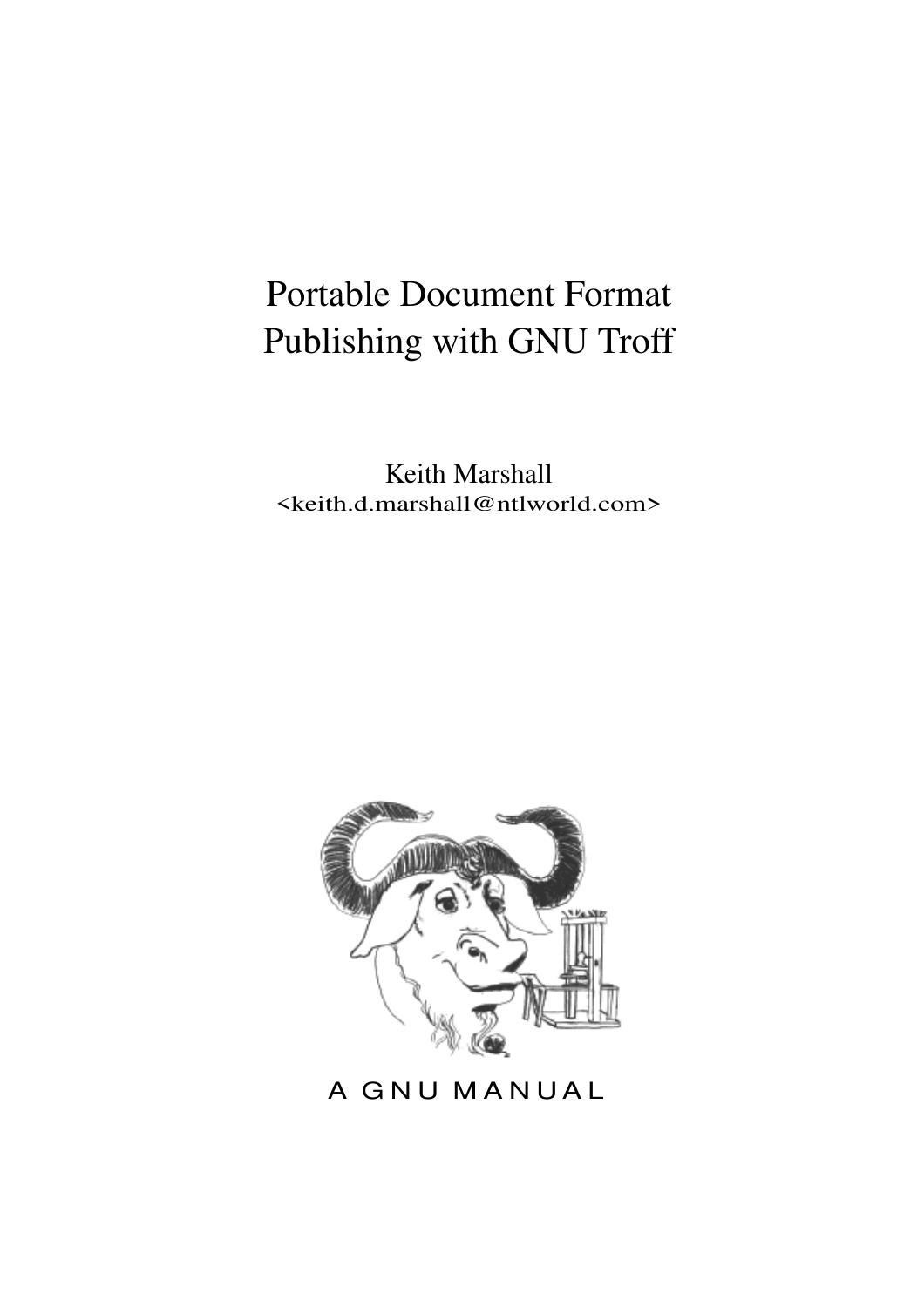# Portable Document Format Publishing with GNU Troff

Keith Marshall
<keith.d.marshall@ntlworld.com>

A GNU MANUAL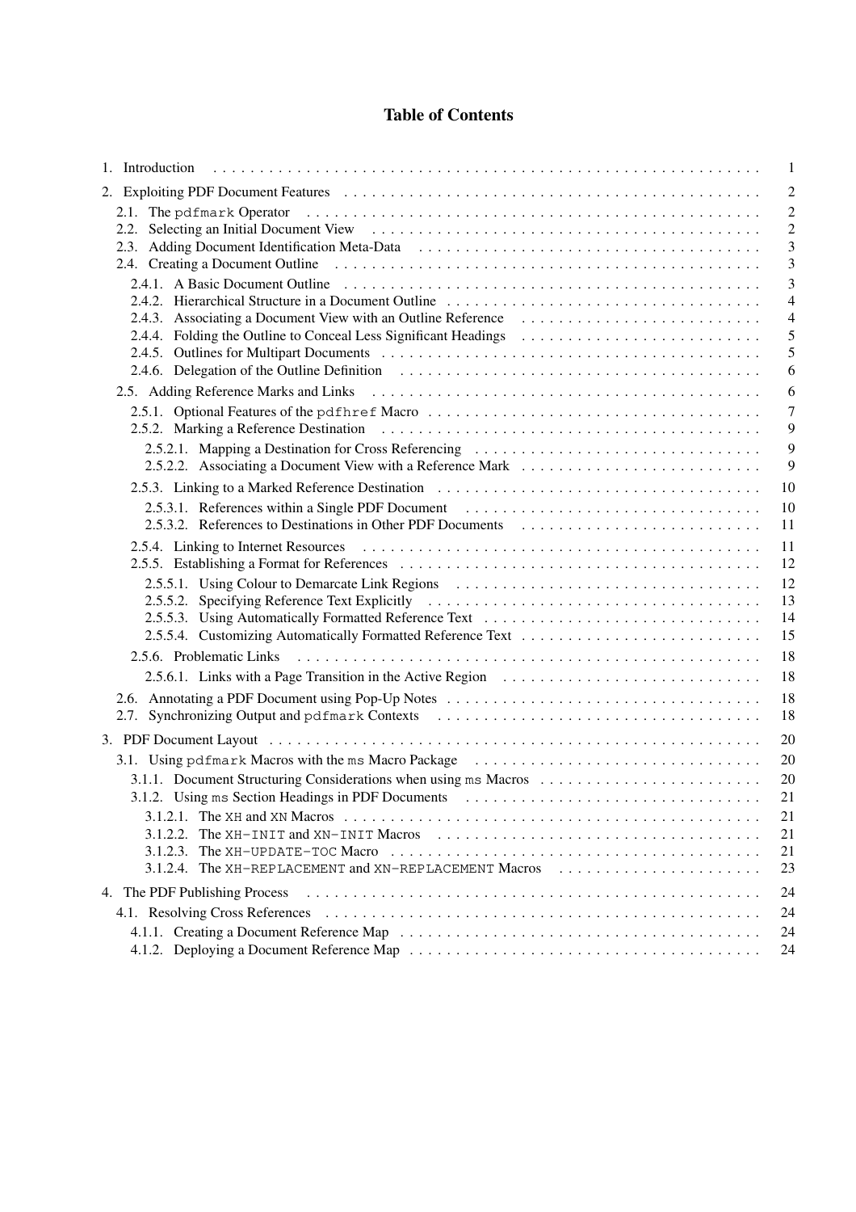# Table of Contents

- 1. Introduction ..... 1
- 2. Exploiting PDF Document Features ..... 2
  - 2.1. The `pdfmark` Operator ..... 2
  - 2.2. Selecting an Initial Document View ..... 2
  - 2.3. Adding Document Identification Meta-Data ..... 3
  - 2.4. Creating a Document Outline ..... 3
    - 2.4.1. A Basic Document Outline ..... 3
    - 2.4.2. Hierarchical Structure in a Document Outline ..... 4
    - 2.4.3. Associating a Document View with an Outline Reference ..... 4
    - 2.4.4. Folding the Outline to Conceal Less Significant Headings ..... 5
    - 2.4.5. Outlines for Multipart Documents ..... 5
    - 2.4.6. Delegation of the Outline Definition ..... 6
  - 2.5. Adding Reference Marks and Links ..... 6
    - 2.5.1. Optional Features of the `pdfhref` Macro ..... 7
    - 2.5.2. Marking a Reference Destination ..... 9
      - 2.5.2.1. Mapping a Destination for Cross Referencing ..... 9
      - 2.5.2.2. Associating a Document View with a Reference Mark ..... 9
    - 2.5.3. Linking to a Marked Reference Destination ..... 10
      - 2.5.3.1. References within a Single PDF Document ..... 10
      - 2.5.3.2. References to Destinations in Other PDF Documents ..... 11
    - 2.5.4. Linking to Internet Resources ..... 11
    - 2.5.5. Establishing a Format for References ..... 12
      - 2.5.5.1. Using Colour to Demarcate Link Regions ..... 12
      - 2.5.5.2. Specifying Reference Text Explicitly ..... 13
      - 2.5.5.3. Using Automatically Formatted Reference Text ..... 14
      - 2.5.5.4. Customizing Automatically Formatted Reference Text ..... 15
    - 2.5.6. Problematic Links ..... 18
      - 2.5.6.1. Links with a Page Transition in the Active Region ..... 18
  - 2.6. Annotating a PDF Document using Pop-Up Notes ..... 18
  - 2.7. Synchronizing Output and `pdfmark` Contexts ..... 18
- 3. PDF Document Layout ..... 20
  - 3.1. Using `pdfmark` Macros with the `ms` Macro Package ..... 20
    - 3.1.1. Document Structuring Considerations when using `ms` Macros ..... 20
    - 3.1.2. Using `ms` Section Headings in PDF Documents ..... 21
      - 3.1.2.1. The `XH` and `XN` Macros ..... 21
      - 3.1.2.2. The `XH-INIT` and `XN-INIT` Macros ..... 21
      - 3.1.2.3. The `XH-UPDATE-TOC` Macro ..... 21
      - 3.1.2.4. The `XH-REPLACEMENT` and `XN-REPLACEMENT` Macros ..... 23
- 4. The PDF Publishing Process ..... 24
  - 4.1. Resolving Cross References ..... 24
    - 4.1.1. Creating a Document Reference Map ..... 24
    - 4.1.2. Deploying a Document Reference Map ..... 24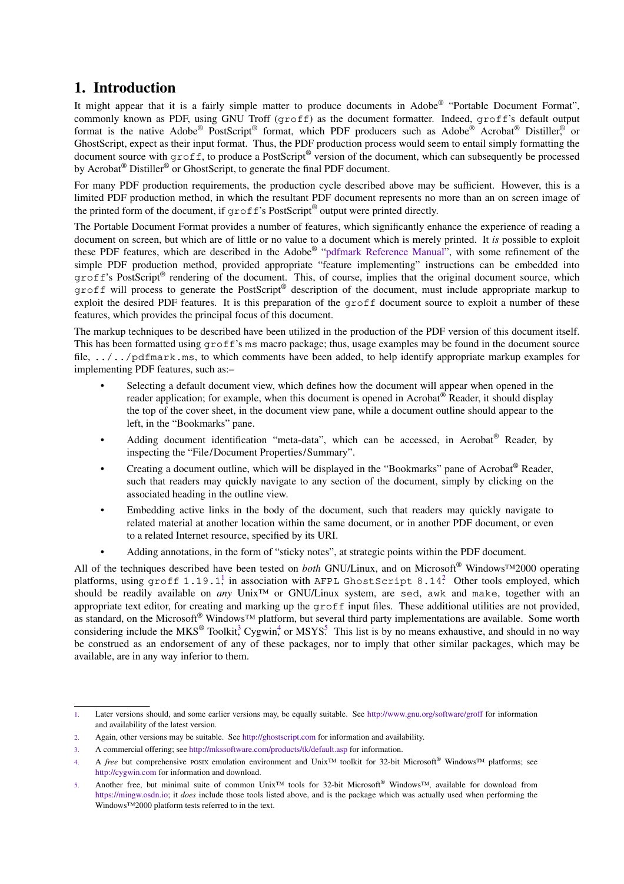# 1. Introduction

It might appear that it is a fairly simple matter to produce documents in Adobe® "Portable Document Format", commonly known as PDF, using GNU Troff (`groff`) as the document formatter. Indeed, `groff`'s default output format is the native Adobe® PostScript® format, which PDF producers such as Adobe® Acrobat® Distiller® or GhostScript, expect as their input format. Thus, the PDF production process would seem to entail simply formatting the document source with `groff`, to produce a PostScript® version of the document, which can subsequently be processed by Acrobat® Distiller® or GhostScript, to generate the final PDF document.

For many PDF production requirements, the production cycle described above may be sufficient. However, this is a limited PDF production method, in which the resultant PDF document represents no more than an on screen image of the printed form of the document, if `groff`'s PostScript® output were printed directly.

The Portable Document Format provides a number of features, which significantly enhance the experience of reading a document on screen, but which are of little or no value to a document which is merely printed. It *is* possible to exploit these PDF features, which are described in the Adobe® "pdfmark Reference Manual", with some refinement of the simple PDF production method, provided appropriate "feature implementing" instructions can be embedded into `groff`'s PostScript® rendering of the document. This, of course, implies that the original document source, which `groff` will process to generate the PostScript® description of the document, must include appropriate markup to exploit the desired PDF features. It is this preparation of the `groff` document source to exploit a number of these features, which provides the principal focus of this document.

The markup techniques to be described have been utilized in the production of the PDF version of this document itself. This has been formatted using `groff`'s `ms` macro package; thus, usage examples may be found in the document source file, `../../pdfmark.ms`, to which comments have been added, to help identify appropriate markup examples for implementing PDF features, such as:–

- Selecting a default document view, which defines how the document will appear when opened in the reader application; for example, when this document is opened in Acrobat® Reader, it should display the top of the cover sheet, in the document view pane, while a document outline should appear to the left, in the "Bookmarks" pane.
- Adding document identification "meta-data", which can be accessed, in Acrobat® Reader, by inspecting the "File/Document Properties/Summary".
- Creating a document outline, which will be displayed in the "Bookmarks" pane of Acrobat® Reader, such that readers may quickly navigate to any section of the document, simply by clicking on the associated heading in the outline view.
- Embedding active links in the body of the document, such that readers may quickly navigate to related material at another location within the same document, or in another PDF document, or even to a related Internet resource, specified by its URI.
- Adding annotations, in the form of "sticky notes", at strategic points within the PDF document.

All of the techniques described have been tested on *both* GNU/Linux, and on Microsoft® Windows™2000 operating platforms, using `groff 1.19.1`,[1] in association with `AFPL GhostScript 8.14`.[2] Other tools employed, which should be readily available on *any* Unix™ or GNU/Linux system, are `sed`, `awk` and `make`, together with an appropriate text editor, for creating and marking up the `groff` input files. These additional utilities are not provided, as standard, on the Microsoft® Windows™ platform, but several third party implementations are available. Some worth considering include the MKS® Toolkit,[3] Cygwin,[4] or MSYS.[5] This list is by no means exhaustive, and should in no way be construed as an endorsement of any of these packages, nor to imply that other similar packages, which may be available, are in any way inferior to them.

---

1. Later versions should, and some earlier versions may, be equally suitable. See http://www.gnu.org/software/groff for information and availability of the latest version.
2. Again, other versions may be suitable. See http://ghostscript.com for information and availability.
3. A commercial offering; see http://mkssoftware.com/products/tk/default.asp for information.
4. A *free* but comprehensive POSIX emulation environment and Unix™ toolkit for 32-bit Microsoft® Windows™ platforms; see http://cygwin.com for information and download.
5. Another free, but minimal suite of common Unix™ tools for 32-bit Microsoft® Windows™, available for download from https://mingw.osdn.io; it *does* include those tools listed above, and is the package which was actually used when performing the Windows™2000 platform tests referred to in the text.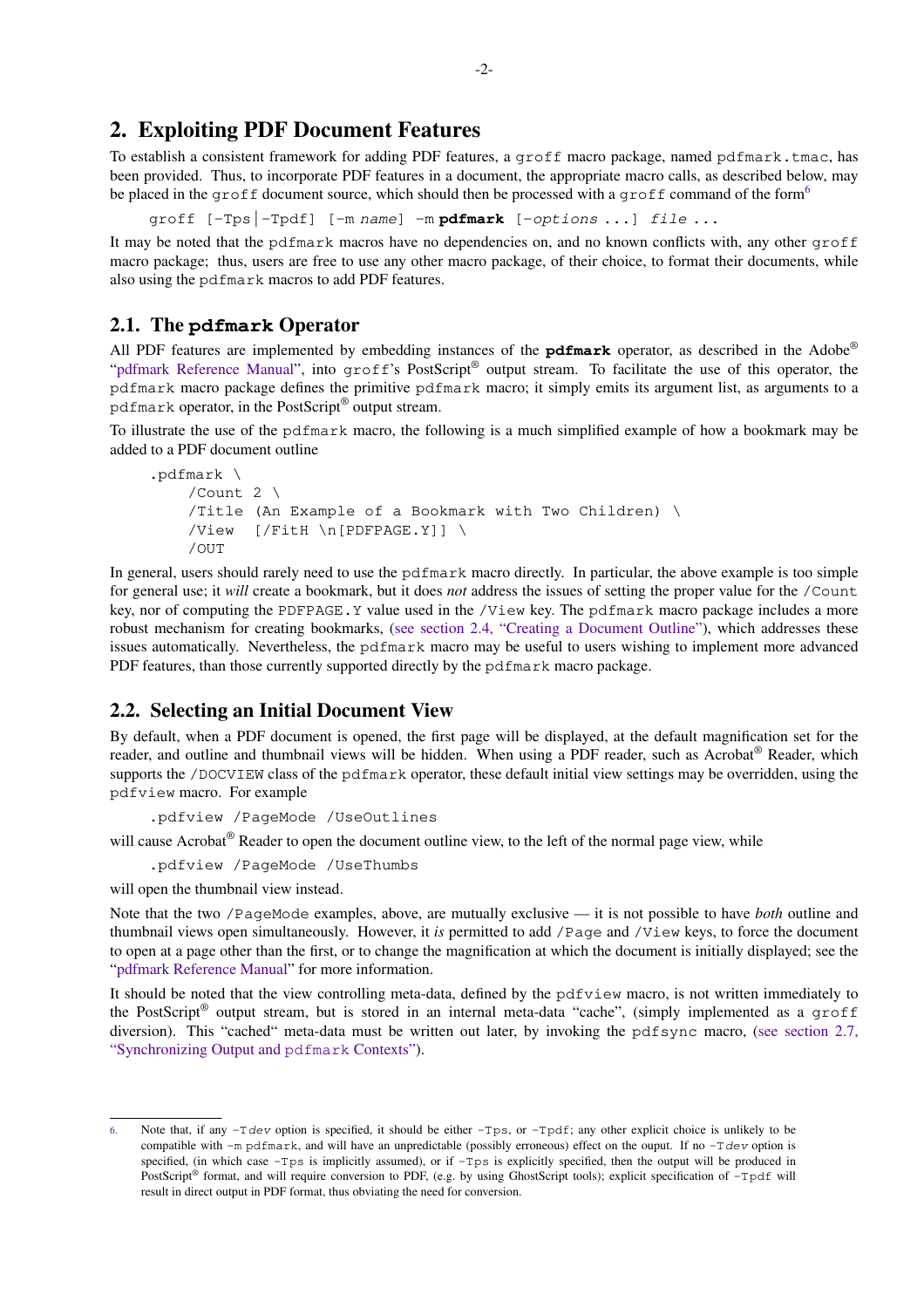## 2. Exploiting PDF Document Features

To establish a consistent framework for adding PDF features, a `groff` macro package, named `pdfmark.tmac`, has been provided. Thus, to incorporate PDF features in a document, the appropriate macro calls, as described below, may be placed in the `groff` document source, which should then be processed with a `groff` command of the form[6]

```
groff [-Tps|-Tpdf] [-m name] -m pdfmark [-options ...] file ...
```

It may be noted that the `pdfmark` macros have no dependencies on, and no known conflicts with, any other `groff` macro package; thus, users are free to use any other macro package, of their choice, to format their documents, while also using the `pdfmark` macros to add PDF features.

### 2.1. The `pdfmark` Operator

All PDF features are implemented by embedding instances of the **`pdfmark`** operator, as described in the Adobe® "pdfmark Reference Manual", into `groff`'s PostScript® output stream. To facilitate the use of this operator, the `pdfmark` macro package defines the primitive `pdfmark` macro; it simply emits its argument list, as arguments to a `pdfmark` operator, in the PostScript® output stream.

To illustrate the use of the `pdfmark` macro, the following is a much simplified example of how a bookmark may be added to a PDF document outline

```
.pdfmark \
    /Count 2 \
    /Title (An Example of a Bookmark with Two Children) \
    /View  [/FitH \n[PDFPAGE.Y]] \
    /OUT
```

In general, users should rarely need to use the `pdfmark` macro directly. In particular, the above example is too simple for general use; it *will* create a bookmark, but it does *not* address the issues of setting the proper value for the `/Count` key, nor of computing the `PDFPAGE.Y` value used in the `/View` key. The `pdfmark` macro package includes a more robust mechanism for creating bookmarks, (see section 2.4, "Creating a Document Outline"), which addresses these issues automatically. Nevertheless, the `pdfmark` macro may be useful to users wishing to implement more advanced PDF features, than those currently supported directly by the `pdfmark` macro package.

### 2.2. Selecting an Initial Document View

By default, when a PDF document is opened, the first page will be displayed, at the default magnification set for the reader, and outline and thumbnail views will be hidden. When using a PDF reader, such as Acrobat® Reader, which supports the `/DOCVIEW` class of the `pdfmark` operator, these default initial view settings may be overridden, using the `pdfview` macro. For example

```
.pdfview /PageMode /UseOutlines
```

will cause Acrobat® Reader to open the document outline view, to the left of the normal page view, while

```
.pdfview /PageMode /UseThumbs
```

will open the thumbnail view instead.

Note that the two `/PageMode` examples, above, are mutually exclusive — it is not possible to have *both* outline and thumbnail views open simultaneously. However, it *is* permitted to add `/Page` and `/View` keys, to force the document to open at a page other than the first, or to change the magnification at which the document is initially displayed; see the "pdfmark Reference Manual" for more information.

It should be noted that the view controlling meta-data, defined by the `pdfview` macro, is not written immediately to the PostScript® output stream, but is stored in an internal meta-data "cache", (simply implemented as a `groff` diversion). This "cached" meta-data must be written out later, by invoking the `pdfsync` macro, (see section 2.7, "Synchronizing Output and `pdfmark` Contexts").

---

6. Note that, if any `-T` *dev* option is specified, it should be either `-Tps`, or `-Tpdf`; any other explicit choice is unlikely to be compatible with `-m pdfmark`, and will have an unpredictable (possibly erroneous) effect on the ouput. If no `-T` *dev* option is specified, (in which case `-Tps` is implicitly assumed), or if `-Tps` is explicitly specified, then the output will be produced in PostScript® format, and will require conversion to PDF, (e.g. by using GhostScript tools); explicit specification of `-Tpdf` will result in direct output in PDF format, thus obviating the need for conversion.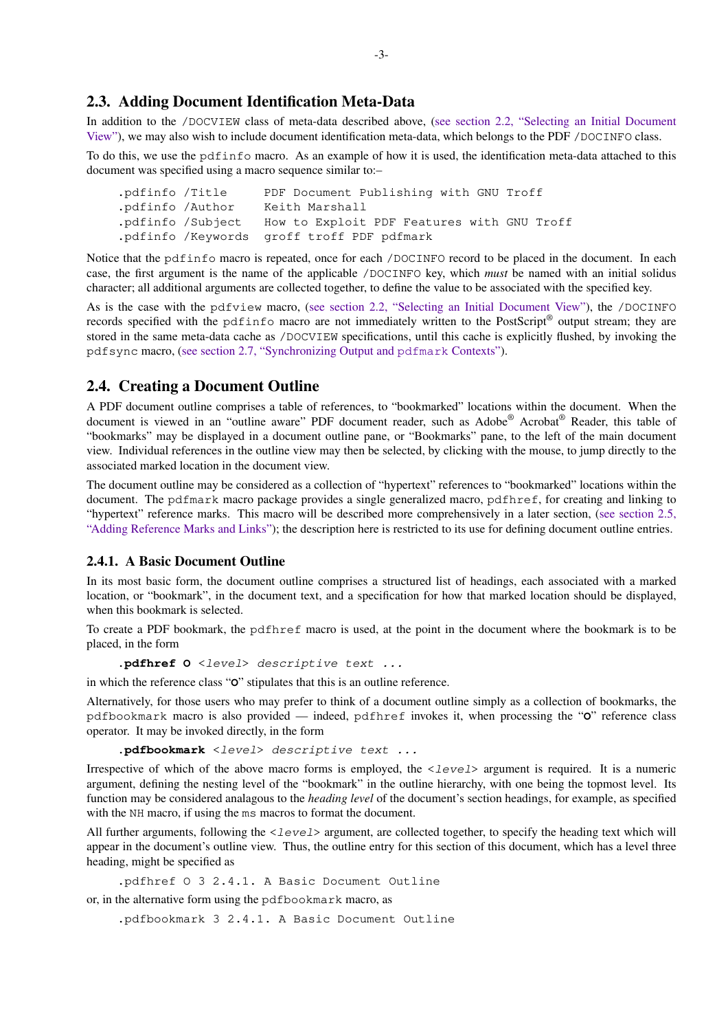## 2.3. Adding Document Identification Meta-Data

In addition to the /DOCVIEW class of meta-data described above, (see section 2.2, "Selecting an Initial Document View"), we may also wish to include document identification meta-data, which belongs to the PDF /DOCINFO class.

To do this, we use the pdfinfo macro. As an example of how it is used, the identification meta-data attached to this document was specified using a macro sequence similar to:–

```
.pdfinfo /Title     PDF Document Publishing with GNU Troff
.pdfinfo /Author    Keith Marshall
.pdfinfo /Subject   How to Exploit PDF Features with GNU Troff
.pdfinfo /Keywords  groff troff PDF pdfmark
```

Notice that the pdfinfo macro is repeated, once for each /DOCINFO record to be placed in the document. In each case, the first argument is the name of the applicable /DOCINFO key, which *must* be named with an initial solidus character; all additional arguments are collected together, to define the value to be associated with the specified key.

As is the case with the pdfview macro, (see section 2.2, "Selecting an Initial Document View"), the /DOCINFO records specified with the pdfinfo macro are not immediately written to the PostScript® output stream; they are stored in the same meta-data cache as /DOCVIEW specifications, until this cache is explicitly flushed, by invoking the pdfsync macro, (see section 2.7, "Synchronizing Output and pdfmark Contexts").

## 2.4. Creating a Document Outline

A PDF document outline comprises a table of references, to "bookmarked" locations within the document. When the document is viewed in an "outline aware" PDF document reader, such as Adobe® Acrobat® Reader, this table of "bookmarks" may be displayed in a document outline pane, or "Bookmarks" pane, to the left of the main document view. Individual references in the outline view may then be selected, by clicking with the mouse, to jump directly to the associated marked location in the document view.

The document outline may be considered as a collection of "hypertext" references to "bookmarked" locations within the document. The pdfmark macro package provides a single generalized macro, pdfhref, for creating and linking to "hypertext" reference marks. This macro will be described more comprehensively in a later section, (see section 2.5, "Adding Reference Marks and Links"); the description here is restricted to its use for defining document outline entries.

### 2.4.1. A Basic Document Outline

In its most basic form, the document outline comprises a structured list of headings, each associated with a marked location, or "bookmark", in the document text, and a specification for how that marked location should be displayed, when this bookmark is selected.

To create a PDF bookmark, the pdfhref macro is used, at the point in the document where the bookmark is to be placed, in the form

> **.pdfhref O** *<level> descriptive text ...*

in which the reference class "**O**" stipulates that this is an outline reference.

Alternatively, for those users who may prefer to think of a document outline simply as a collection of bookmarks, the pdfbookmark macro is also provided — indeed, pdfhref invokes it, when processing the "**O**" reference class operator. It may be invoked directly, in the form

> **.pdfbookmark** *<level> descriptive text ...*

Irrespective of which of the above macro forms is employed, the *<level>* argument is required. It is a numeric argument, defining the nesting level of the "bookmark" in the outline hierarchy, with one being the topmost level. Its function may be considered analagous to the *heading level* of the document's section headings, for example, as specified with the NH macro, if using the ms macros to format the document.

All further arguments, following the *<level>* argument, are collected together, to specify the heading text which will appear in the document's outline view. Thus, the outline entry for this section of this document, which has a level three heading, might be specified as

```
.pdfhref O 3 2.4.1. A Basic Document Outline
```

or, in the alternative form using the pdfbookmark macro, as

```
.pdfbookmark 3 2.4.1. A Basic Document Outline
```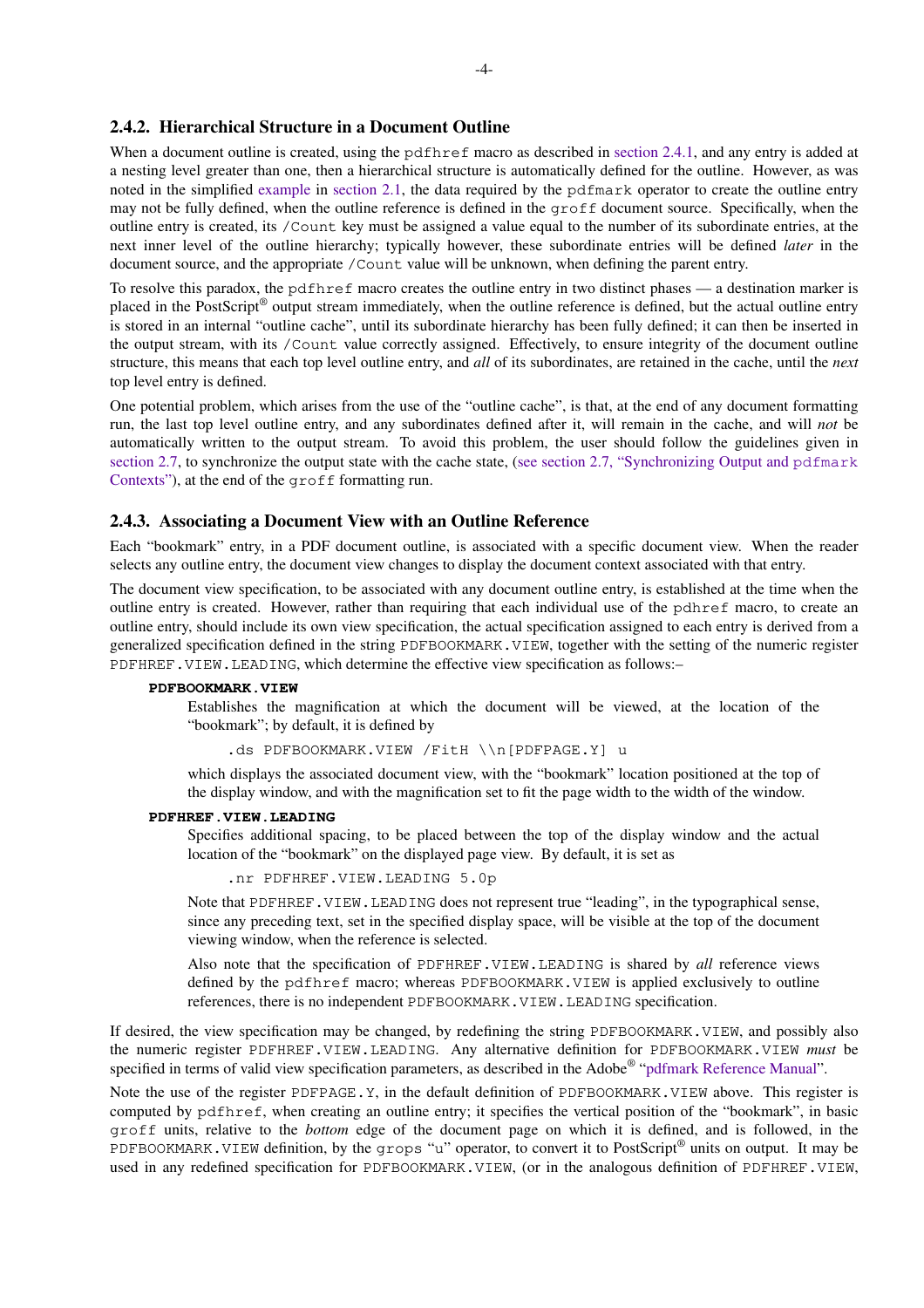### 2.4.2. Hierarchical Structure in a Document Outline

When a document outline is created, using the `pdfhref` macro as described in section 2.4.1, and any entry is added at a nesting level greater than one, then a hierarchical structure is automatically defined for the outline. However, as was noted in the simplified example in section 2.1, the data required by the `pdfmark` operator to create the outline entry may not be fully defined, when the outline reference is defined in the `groff` document source. Specifically, when the outline entry is created, its `/Count` key must be assigned a value equal to the number of its subordinate entries, at the next inner level of the outline hierarchy; typically however, these subordinate entries will be defined *later* in the document source, and the appropriate `/Count` value will be unknown, when defining the parent entry.

To resolve this paradox, the `pdfhref` macro creates the outline entry in two distinct phases — a destination marker is placed in the PostScript® output stream immediately, when the outline reference is defined, but the actual outline entry is stored in an internal "outline cache", until its subordinate hierarchy has been fully defined; it can then be inserted in the output stream, with its `/Count` value correctly assigned. Effectively, to ensure integrity of the document outline structure, this means that each top level outline entry, and *all* of its subordinates, are retained in the cache, until the *next* top level entry is defined.

One potential problem, which arises from the use of the "outline cache", is that, at the end of any document formatting run, the last top level outline entry, and any subordinates defined after it, will remain in the cache, and will *not* be automatically written to the output stream. To avoid this problem, the user should follow the guidelines given in section 2.7, to synchronize the output state with the cache state, (see section 2.7, "Synchronizing Output and `pdfmark` Contexts"), at the end of the `groff` formatting run.

### 2.4.3. Associating a Document View with an Outline Reference

Each "bookmark" entry, in a PDF document outline, is associated with a specific document view. When the reader selects any outline entry, the document view changes to display the document context associated with that entry.

The document view specification, to be associated with any document outline entry, is established at the time when the outline entry is created. However, rather than requiring that each individual use of the `pdhref` macro, to create an outline entry, should include its own view specification, the actual specification assigned to each entry is derived from a generalized specification defined in the string `PDFBOOKMARK.VIEW`, together with the setting of the numeric register `PDFHREF.VIEW.LEADING`, which determine the effective view specification as follows:–

**PDFBOOKMARK.VIEW**

Establishes the magnification at which the document will be viewed, at the location of the "bookmark"; by default, it is defined by

```
.ds PDFBOOKMARK.VIEW /FitH \\n[PDFPAGE.Y] u
```

which displays the associated document view, with the "bookmark" location positioned at the top of the display window, and with the magnification set to fit the page width to the width of the window.

**PDFHREF.VIEW.LEADING**

Specifies additional spacing, to be placed between the top of the display window and the actual location of the "bookmark" on the displayed page view. By default, it is set as

```
.nr PDFHREF.VIEW.LEADING 5.0p
```

Note that `PDFHREF.VIEW.LEADING` does not represent true "leading", in the typographical sense, since any preceding text, set in the specified display space, will be visible at the top of the document viewing window, when the reference is selected.

Also note that the specification of `PDFHREF.VIEW.LEADING` is shared by *all* reference views defined by the `pdfhref` macro; whereas `PDFBOOKMARK.VIEW` is applied exclusively to outline references, there is no independent `PDFBOOKMARK.VIEW.LEADING` specification.

If desired, the view specification may be changed, by redefining the string `PDFBOOKMARK.VIEW`, and possibly also the numeric register `PDFHREF.VIEW.LEADING`. Any alternative definition for `PDFBOOKMARK.VIEW` *must* be specified in terms of valid view specification parameters, as described in the Adobe® "pdfmark Reference Manual".

Note the use of the register `PDFPAGE.Y`, in the default definition of `PDFBOOKMARK.VIEW` above. This register is computed by `pdfhref`, when creating an outline entry; it specifies the vertical position of the "bookmark", in basic `groff` units, relative to the *bottom* edge of the document page on which it is defined, and is followed, in the `PDFBOOKMARK.VIEW` definition, by the `grops` "u" operator, to convert it to PostScript® units on output. It may be used in any redefined specification for `PDFBOOKMARK.VIEW`, (or in the analogous definition of `PDFHREF.VIEW`,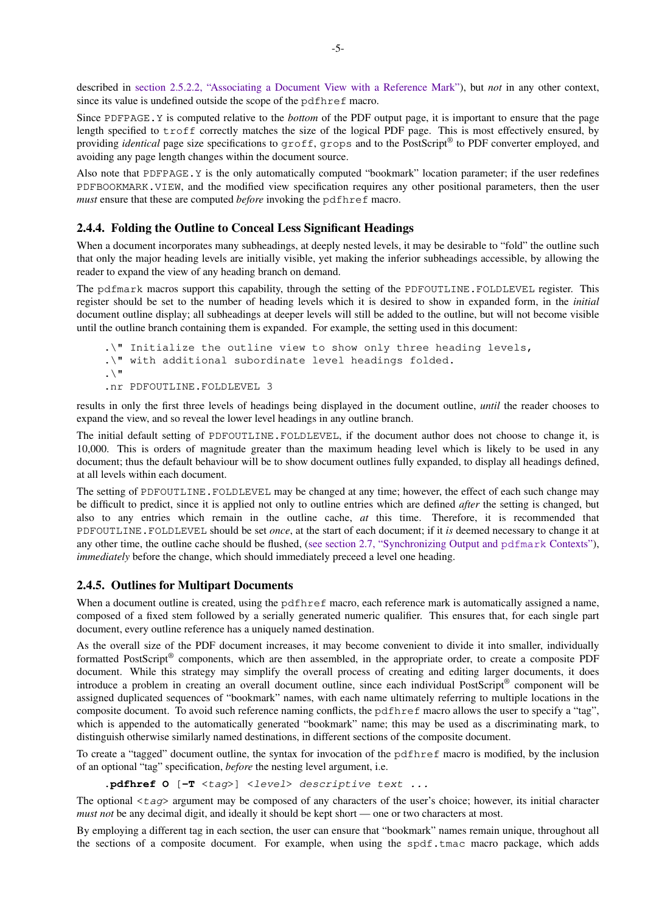described in section 2.5.2.2, "Associating a Document View with a Reference Mark"), but *not* in any other context, since its value is undefined outside the scope of the `pdfhref` macro.

Since `PDFPAGE.Y` is computed relative to the *bottom* of the PDF output page, it is important to ensure that the page length specified to `troff` correctly matches the size of the logical PDF page. This is most effectively ensured, by providing *identical* page size specifications to `groff`, `grops` and to the PostScript® to PDF converter employed, and avoiding any page length changes within the document source.

Also note that `PDFPAGE.Y` is the only automatically computed "bookmark" location parameter; if the user redefines `PDFBOOKMARK.VIEW`, and the modified view specification requires any other positional parameters, then the user *must* ensure that these are computed *before* invoking the `pdfhref` macro.

### 2.4.4. Folding the Outline to Conceal Less Significant Headings

When a document incorporates many subheadings, at deeply nested levels, it may be desirable to "fold" the outline such that only the major heading levels are initially visible, yet making the inferior subheadings accessible, by allowing the reader to expand the view of any heading branch on demand.

The `pdfmark` macros support this capability, through the setting of the `PDFOUTLINE.FOLDLEVEL` register. This register should be set to the number of heading levels which it is desired to show in expanded form, in the *initial* document outline display; all subheadings at deeper levels will still be added to the outline, but will not become visible until the outline branch containing them is expanded. For example, the setting used in this document:

```
.\" Initialize the outline view to show only three heading levels,
.\" with additional subordinate level headings folded.
.\"
.nr PDFOUTLINE.FOLDLEVEL 3
```

results in only the first three levels of headings being displayed in the document outline, *until* the reader chooses to expand the view, and so reveal the lower level headings in any outline branch.

The initial default setting of `PDFOUTLINE.FOLDLEVEL`, if the document author does not choose to change it, is 10,000. This is orders of magnitude greater than the maximum heading level which is likely to be used in any document; thus the default behaviour will be to show document outlines fully expanded, to display all headings defined, at all levels within each document.

The setting of `PDFOUTLINE.FOLDLEVEL` may be changed at any time; however, the effect of each such change may be difficult to predict, since it is applied not only to outline entries which are defined *after* the setting is changed, but also to any entries which remain in the outline cache, *at* this time. Therefore, it is recommended that `PDFOUTLINE.FOLDLEVEL` should be set *once*, at the start of each document; if it *is* deemed necessary to change it at any other time, the outline cache should be flushed, (see section 2.7, "Synchronizing Output and `pdfmark` Contexts"), *immediately* before the change, which should immediately preceed a level one heading.

### 2.4.5. Outlines for Multipart Documents

When a document outline is created, using the `pdfhref` macro, each reference mark is automatically assigned a name, composed of a fixed stem followed by a serially generated numeric qualifier. This ensures that, for each single part document, every outline reference has a uniquely named destination.

As the overall size of the PDF document increases, it may become convenient to divide it into smaller, individually formatted PostScript® components, which are then assembled, in the appropriate order, to create a composite PDF document. While this strategy may simplify the overall process of creating and editing larger documents, it does introduce a problem in creating an overall document outline, since each individual PostScript® component will be assigned duplicated sequences of "bookmark" names, with each name ultimately referring to multiple locations in the composite document. To avoid such reference naming conflicts, the `pdfhref` macro allows the user to specify a "tag", which is appended to the automatically generated "bookmark" name; this may be used as a discriminating mark, to distinguish otherwise similarly named destinations, in different sections of the composite document.

To create a "tagged" document outline, the syntax for invocation of the `pdfhref` macro is modified, by the inclusion of an optional "tag" specification, *before* the nesting level argument, i.e.

**.pdfhref O** [**-T** *<tag>*] *<level> descriptive text ...*

The optional *<tag>* argument may be composed of any characters of the user's choice; however, its initial character *must not* be any decimal digit, and ideally it should be kept short — one or two characters at most.

By employing a different tag in each section, the user can ensure that "bookmark" names remain unique, throughout all the sections of a composite document. For example, when using the `spdf.tmac` macro package, which adds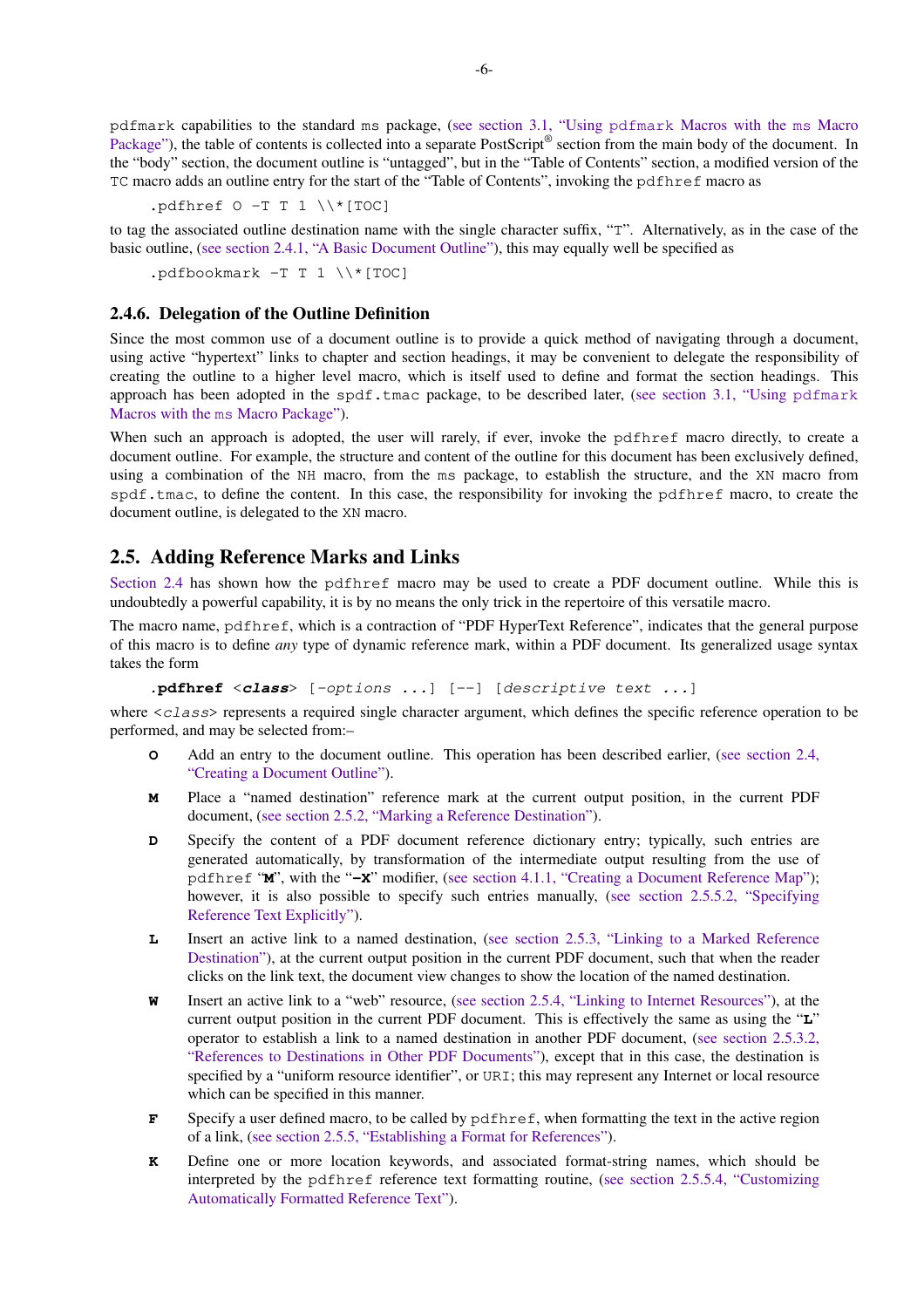pdfmark capabilities to the standard ms package, (see section 3.1, "Using pdfmark Macros with the ms Macro Package"), the table of contents is collected into a separate PostScript® section from the main body of the document. In the "body" section, the document outline is "untagged", but in the "Table of Contents" section, a modified version of the TC macro adds an outline entry for the start of the "Table of Contents", invoking the pdfhref macro as

```
.pdfhref O -T T 1 \\*[TOC]
```

to tag the associated outline destination name with the single character suffix, "T". Alternatively, as in the case of the basic outline, (see section 2.4.1, "A Basic Document Outline"), this may equally well be specified as

```
.pdfbookmark -T T 1 \\*[TOC]
```

### 2.4.6. Delegation of the Outline Definition

Since the most common use of a document outline is to provide a quick method of navigating through a document, using active "hypertext" links to chapter and section headings, it may be convenient to delegate the responsibility of creating the outline to a higher level macro, which is itself used to define and format the section headings. This approach has been adopted in the spdf.tmac package, to be described later, (see section 3.1, "Using pdfmark Macros with the ms Macro Package").

When such an approach is adopted, the user will rarely, if ever, invoke the pdfhref macro directly, to create a document outline. For example, the structure and content of the outline for this document has been exclusively defined, using a combination of the NH macro, from the ms package, to establish the structure, and the XN macro from spdf.tmac, to define the content. In this case, the responsibility for invoking the pdfhref macro, to create the document outline, is delegated to the XN macro.

## 2.5. Adding Reference Marks and Links

Section 2.4 has shown how the pdfhref macro may be used to create a PDF document outline. While this is undoubtedly a powerful capability, it is by no means the only trick in the repertoire of this versatile macro.

The macro name, pdfhref, which is a contraction of "PDF HyperText Reference", indicates that the general purpose of this macro is to define *any* type of dynamic reference mark, within a PDF document. Its generalized usage syntax takes the form

```
.pdfhref <class> [-options ...] [--] [descriptive text ...]
```

where <*class*> represents a required single character argument, which defines the specific reference operation to be performed, and may be selected from:–

- **O** Add an entry to the document outline. This operation has been described earlier, (see section 2.4, "Creating a Document Outline").
- **M** Place a "named destination" reference mark at the current output position, in the current PDF document, (see section 2.5.2, "Marking a Reference Destination").
- **D** Specify the content of a PDF document reference dictionary entry; typically, such entries are generated automatically, by transformation of the intermediate output resulting from the use of pdfhref "**M**", with the "**-X**" modifier, (see section 4.1.1, "Creating a Document Reference Map"); however, it is also possible to specify such entries manually, (see section 2.5.5.2, "Specifying Reference Text Explicitly").
- **L** Insert an active link to a named destination, (see section 2.5.3, "Linking to a Marked Reference Destination"), at the current output position in the current PDF document, such that when the reader clicks on the link text, the document view changes to show the location of the named destination.
- **W** Insert an active link to a "web" resource, (see section 2.5.4, "Linking to Internet Resources"), at the current output position in the current PDF document. This is effectively the same as using the "**L**" operator to establish a link to a named destination in another PDF document, (see section 2.5.3.2, "References to Destinations in Other PDF Documents"), except that in this case, the destination is specified by a "uniform resource identifier", or URI; this may represent any Internet or local resource which can be specified in this manner.
- **F** Specify a user defined macro, to be called by pdfhref, when formatting the text in the active region of a link, (see section 2.5.5, "Establishing a Format for References").
- **K** Define one or more location keywords, and associated format-string names, which should be interpreted by the pdfhref reference text formatting routine, (see section 2.5.5.4, "Customizing Automatically Formatted Reference Text").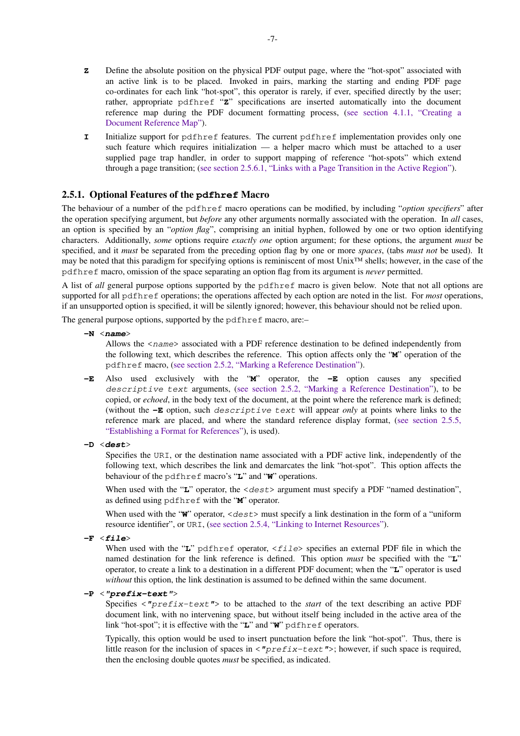**Z** Define the absolute position on the physical PDF output page, where the "hot-spot" associated with an active link is to be placed. Invoked in pairs, marking the starting and ending PDF page co-ordinates for each link "hot-spot", this operator is rarely, if ever, specified directly by the user; rather, appropriate `pdfhref` "**Z**" specifications are inserted automatically into the document reference map during the PDF document formatting process, (see section 4.1.1, "Creating a Document Reference Map").

**I** Initialize support for `pdfhref` features. The current `pdfhref` implementation provides only one such feature which requires initialization — a helper macro which must be attached to a user supplied page trap handler, in order to support mapping of reference "hot-spots" which extend through a page transition; (see section 2.5.6.1, "Links with a Page Transition in the Active Region").

### 2.5.1. Optional Features of the `pdfhref` Macro

The behaviour of a number of the `pdfhref` macro operations can be modified, by including "*option specifiers*" after the operation specifying argument, but *before* any other arguments normally associated with the operation. In *all* cases, an option is specified by an "*option flag*", comprising an initial hyphen, followed by one or two option identifying characters. Additionally, *some* options require *exactly one* option argument; for these options, the argument *must* be specified, and it *must* be separated from the preceding option flag by one or more *spaces*, (tabs *must not* be used). It may be noted that this paradigm for specifying options is reminiscent of most Unix™ shells; however, in the case of the `pdfhref` macro, omission of the space separating an option flag from its argument is *never* permitted.

A list of *all* general purpose options supported by the `pdfhref` macro is given below. Note that not all options are supported for all `pdfhref` operations; the operations affected by each option are noted in the list. For *most* operations, if an unsupported option is specified, it will be silently ignored; however, this behaviour should not be relied upon.

The general purpose options, supported by the `pdfhref` macro, are:–

**-N** <***name***>
Allows the <*name*> associated with a PDF reference destination to be defined independently from the following text, which describes the reference. This option affects only the "**M**" operation of the `pdfhref` macro, (see section 2.5.2, "Marking a Reference Destination").

**-E** Also used exclusively with the "**M**" operator, the **-E** option causes any specified *descriptive text* arguments, (see section 2.5.2, "Marking a Reference Destination"), to be copied, or *echoed*, in the body text of the document, at the point where the reference mark is defined; (without the **-E** option, such *descriptive text* will appear *only* at points where links to the reference mark are placed, and where the standard reference display format, (see section 2.5.5, "Establishing a Format for References"), is used).

**-D** <***dest***>
Specifies the `URI`, or the destination name associated with a PDF active link, independently of the following text, which describes the link and demarcates the link "hot-spot". This option affects the behaviour of the `pdfhref` macro's "**L**" and "**W**" operations.

When used with the "**L**" operator, the <*dest*> argument must specify a PDF "named destination", as defined using `pdfhref` with the "**M**" operator.

When used with the "**W**" operator, <*dest*> must specify a link destination in the form of a "uniform resource identifier", or `URI`, (see section 2.5.4, "Linking to Internet Resources").

**-F** <***file***>
When used with the "**L**" `pdfhref` operator, <*file*> specifies an external PDF file in which the named destination for the link reference is defined. This option *must* be specified with the "**L**" operator, to create a link to a destination in a different PDF document; when the "**L**" operator is used *without* this option, the link destination is assumed to be defined within the same document.

**-P** <***"prefix-text"***>
Specifies <*"prefix-text"*> to be attached to the *start* of the text describing an active PDF document link, with no intervening space, but without itself being included in the active area of the link "hot-spot"; it is effective with the "**L**" and "**W**" `pdfhref` operators.

Typically, this option would be used to insert punctuation before the link "hot-spot". Thus, there is little reason for the inclusion of spaces in <*"prefix-text"*>; however, if such space is required, then the enclosing double quotes *must* be specified, as indicated.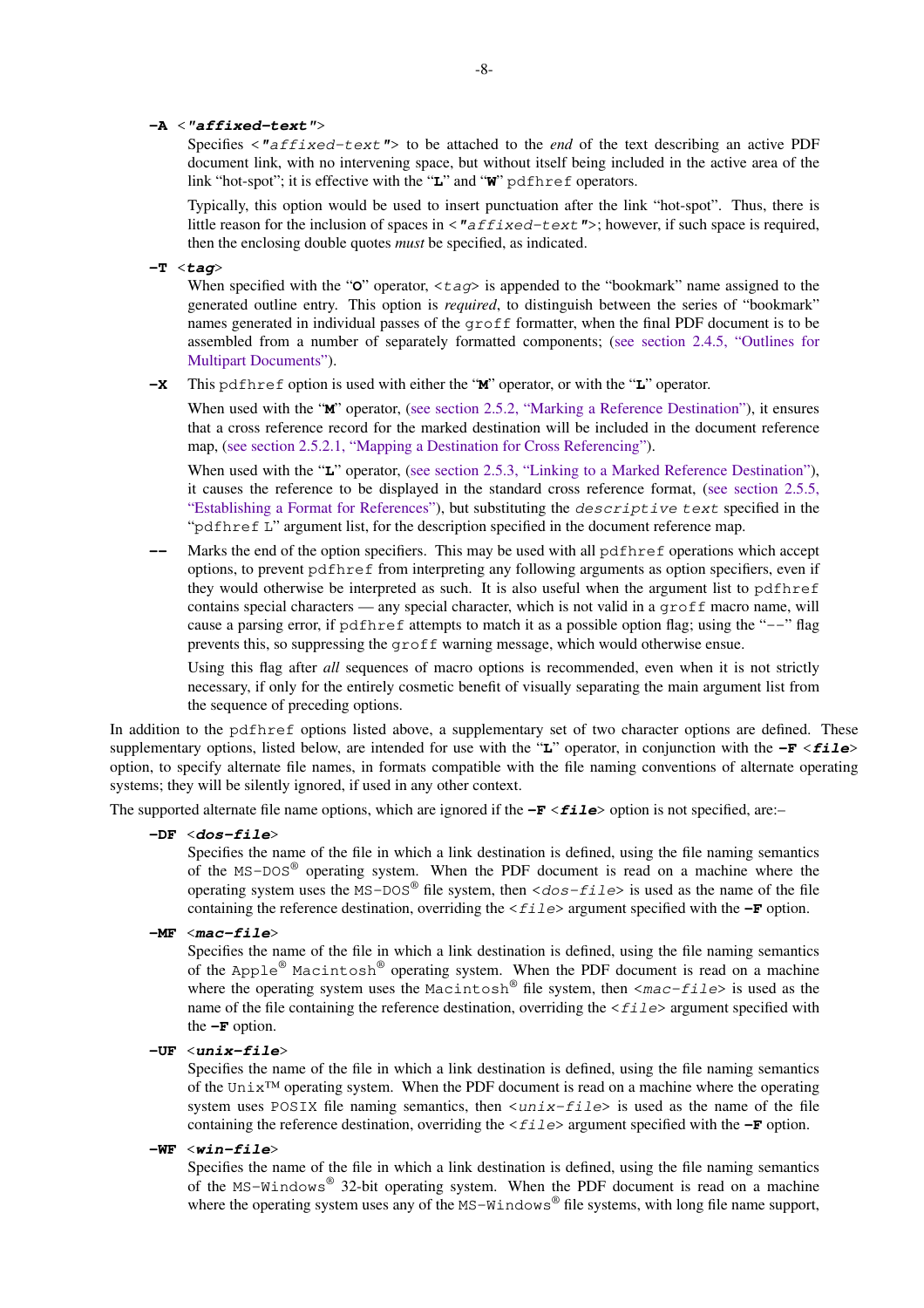**-A** <*"affixed-text"*>
: Specifies <`"affixed-text"`> to be attached to the *end* of the text describing an active PDF document link, with no intervening space, but without itself being included in the active area of the link "hot-spot"; it is effective with the "**L**" and "**W**" `pdfhref` operators.

  Typically, this option would be used to insert punctuation after the link "hot-spot". Thus, there is little reason for the inclusion of spaces in <`"affixed-text"`>; however, if such space is required, then the enclosing double quotes *must* be specified, as indicated.

**-T** <*tag*>
: When specified with the "**O**" operator, <*tag*> is appended to the "bookmark" name assigned to the generated outline entry. This option is *required*, to distinguish between the series of "bookmark" names generated in individual passes of the `groff` formatter, when the final PDF document is to be assembled from a number of separately formatted components; (see section 2.4.5, "Outlines for Multipart Documents").

**-X**
: This `pdfhref` option is used with either the "**M**" operator, or with the "**L**" operator.

  When used with the "**M**" operator, (see section 2.5.2, "Marking a Reference Destination"), it ensures that a cross reference record for the marked destination will be included in the document reference map, (see section 2.5.2.1, "Mapping a Destination for Cross Referencing").

  When used with the "**L**" operator, (see section 2.5.3, "Linking to a Marked Reference Destination"), it causes the reference to be displayed in the standard cross reference format, (see section 2.5.5, "Establishing a Format for References"), but substituting the `descriptive text` specified in the "`pdfhref L`" argument list, for the description specified in the document reference map.

**--**
: Marks the end of the option specifiers. This may be used with all `pdfhref` operations which accept options, to prevent `pdfhref` from interpreting any following arguments as option specifiers, even if they would otherwise be interpreted as such. It is also useful when the argument list to `pdfhref` contains special characters — any special character, which is not valid in a `groff` macro name, will cause a parsing error, if `pdfhref` attempts to match it as a possible option flag; using the "`--`" flag prevents this, so suppressing the `groff` warning message, which would otherwise ensue.

  Using this flag after *all* sequences of macro options is recommended, even when it is not strictly necessary, if only for the entirely cosmetic benefit of visually separating the main argument list from the sequence of preceding options.

In addition to the `pdfhref` options listed above, a supplementary set of two character options are defined. These supplementary options, listed below, are intended for use with the "**L**" operator, in conjunction with the **-F** <***file***> option, to specify alternate file names, in formats compatible with the file naming conventions of alternate operating systems; they will be silently ignored, if used in any other context.

The supported alternate file name options, which are ignored if the **-F** <***file***> option is not specified, are:–

**-DF** <***dos-file***>
: Specifies the name of the file in which a link destination is defined, using the file naming semantics of the `MS-DOS`® operating system. When the PDF document is read on a machine where the operating system uses the `MS-DOS`® file system, then <*dos-file*> is used as the name of the file containing the reference destination, overriding the <*file*> argument specified with the **-F** option.

**-MF** <***mac-file***>
: Specifies the name of the file in which a link destination is defined, using the file naming semantics of the `Apple`® `Macintosh`® operating system. When the PDF document is read on a machine where the operating system uses the `Macintosh`® file system, then <*mac-file*> is used as the name of the file containing the reference destination, overriding the <*file*> argument specified with the **-F** option.

**-UF** <***unix-file***>
: Specifies the name of the file in which a link destination is defined, using the file naming semantics of the `Unix`™ operating system. When the PDF document is read on a machine where the operating system uses `POSIX` file naming semantics, then <*unix-file*> is used as the name of the file containing the reference destination, overriding the <*file*> argument specified with the **-F** option.

**-WF** <***win-file***>
: Specifies the name of the file in which a link destination is defined, using the file naming semantics of the `MS-Windows`® 32-bit operating system. When the PDF document is read on a machine where the operating system uses any of the `MS-Windows`® file systems, with long file name support,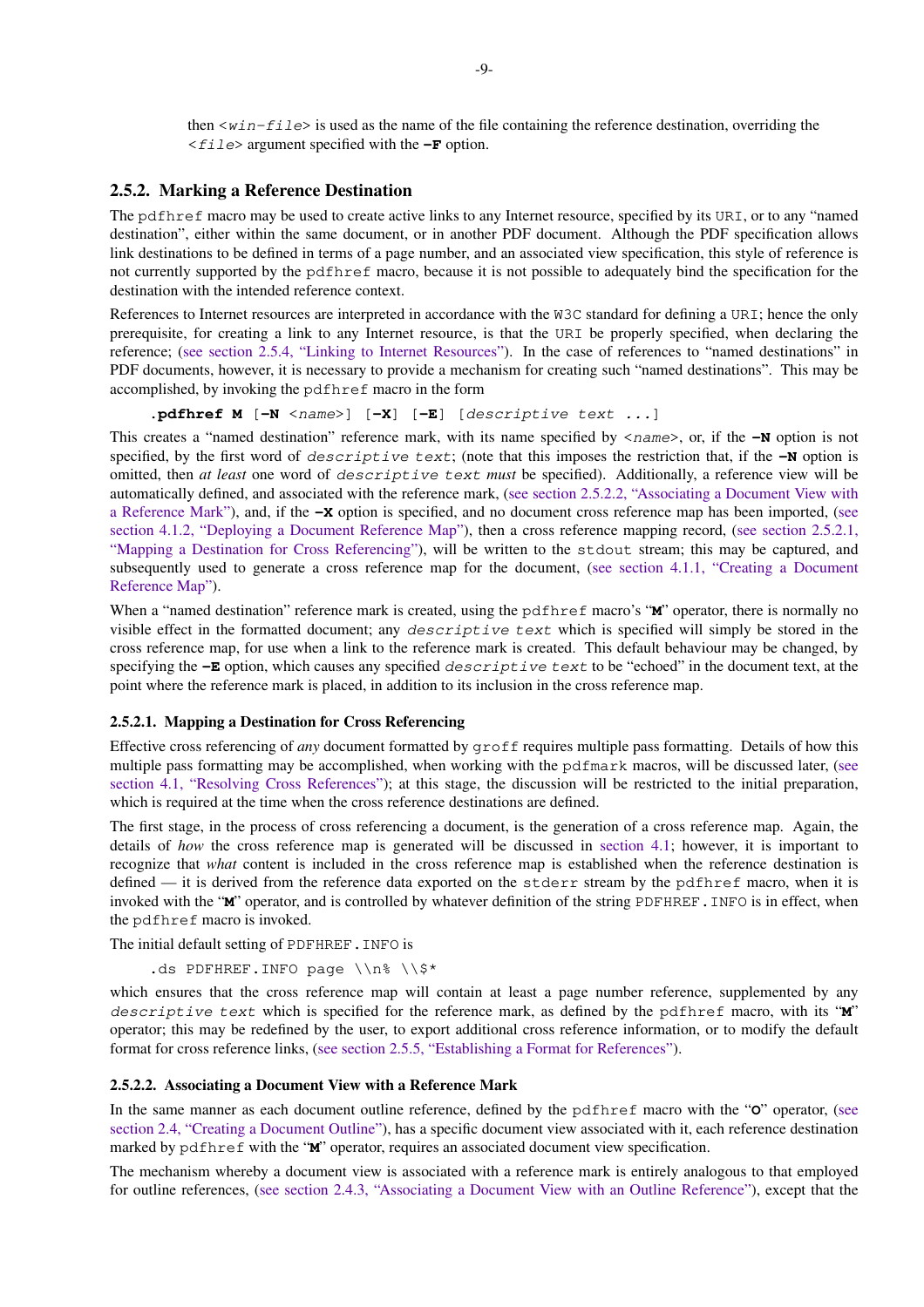then `<win-file>` is used as the name of the file containing the reference destination, overriding the `<file>` argument specified with the **-F** option.

### 2.5.2. Marking a Reference Destination

The `pdfhref` macro may be used to create active links to any Internet resource, specified by its `URI`, or to any "named destination", either within the same document, or in another PDF document. Although the PDF specification allows link destinations to be defined in terms of a page number, and an associated view specification, this style of reference is not currently supported by the `pdfhref` macro, because it is not possible to adequately bind the specification for the destination with the intended reference context.

References to Internet resources are interpreted in accordance with the `W3C` standard for defining a `URI`; hence the only prerequisite, for creating a link to any Internet resource, is that the `URI` be properly specified, when declaring the reference; (see section 2.5.4, "Linking to Internet Resources"). In the case of references to "named destinations" in PDF documents, however, it is necessary to provide a mechanism for creating such "named destinations". This may be accomplished, by invoking the `pdfhref` macro in the form

```
.pdfhref M [-N <name>] [-X] [-E] [descriptive text ...]
```

This creates a "named destination" reference mark, with its name specified by `<name>`, or, if the **-N** option is not specified, by the first word of `descriptive text`; (note that this imposes the restriction that, if the **-N** option is omitted, then *at least* one word of `descriptive text` *must* be specified). Additionally, a reference view will be automatically defined, and associated with the reference mark, (see section 2.5.2.2, "Associating a Document View with a Reference Mark"), and, if the **-X** option is specified, and no document cross reference map has been imported, (see section 4.1.2, "Deploying a Document Reference Map"), then a cross reference mapping record, (see section 2.5.2.1, "Mapping a Destination for Cross Referencing"), will be written to the `stdout` stream; this may be captured, and subsequently used to generate a cross reference map for the document, (see section 4.1.1, "Creating a Document Reference Map").

When a "named destination" reference mark is created, using the `pdfhref` macro's "**M**" operator, there is normally no visible effect in the formatted document; any `descriptive text` which is specified will simply be stored in the cross reference map, for use when a link to the reference mark is created. This default behaviour may be changed, by specifying the **-E** option, which causes any specified `descriptive text` to be "echoed" in the document text, at the point where the reference mark is placed, in addition to its inclusion in the cross reference map.

#### 2.5.2.1. Mapping a Destination for Cross Referencing

Effective cross referencing of *any* document formatted by `groff` requires multiple pass formatting. Details of how this multiple pass formatting may be accomplished, when working with the `pdfmark` macros, will be discussed later, (see section 4.1, "Resolving Cross References"); at this stage, the discussion will be restricted to the initial preparation, which is required at the time when the cross reference destinations are defined.

The first stage, in the process of cross referencing a document, is the generation of a cross reference map. Again, the details of *how* the cross reference map is generated will be discussed in section 4.1; however, it is important to recognize that *what* content is included in the cross reference map is established when the reference destination is defined — it is derived from the reference data exported on the `stderr` stream by the `pdfhref` macro, when it is invoked with the "**M**" operator, and is controlled by whatever definition of the string `PDFHREF.INFO` is in effect, when the `pdfhref` macro is invoked.

The initial default setting of `PDFHREF.INFO` is

```
.ds PDFHREF.INFO page \\n% \\$*
```

which ensures that the cross reference map will contain at least a page number reference, supplemented by any `descriptive text` which is specified for the reference mark, as defined by the `pdfhref` macro, with its "**M**" operator; this may be redefined by the user, to export additional cross reference information, or to modify the default format for cross reference links, (see section 2.5.5, "Establishing a Format for References").

#### 2.5.2.2. Associating a Document View with a Reference Mark

In the same manner as each document outline reference, defined by the `pdfhref` macro with the "**O**" operator, (see section 2.4, "Creating a Document Outline"), has a specific document view associated with it, each reference destination marked by `pdfhref` with the "**M**" operator, requires an associated document view specification.

The mechanism whereby a document view is associated with a reference mark is entirely analogous to that employed for outline references, (see section 2.4.3, "Associating a Document View with an Outline Reference"), except that the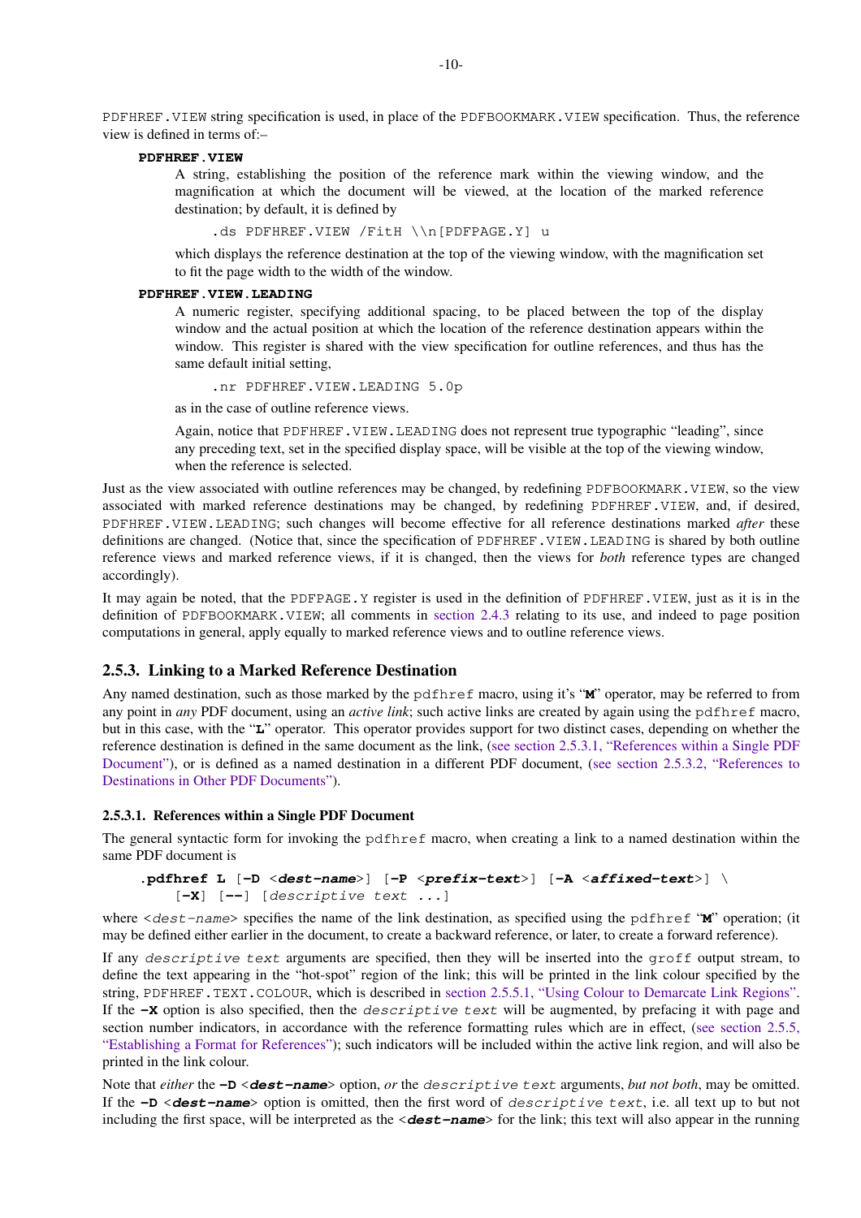PDFHREF.VIEW string specification is used, in place of the PDFBOOKMARK.VIEW specification. Thus, the reference view is defined in terms of:–

**PDFHREF.VIEW**
: A string, establishing the position of the reference mark within the viewing window, and the magnification at which the document will be viewed, at the location of the marked reference destination; by default, it is defined by

```
.ds PDFHREF.VIEW /FitH \\n[PDFPAGE.Y] u
```

which displays the reference destination at the top of the viewing window, with the magnification set to fit the page width to the width of the window.

**PDFHREF.VIEW.LEADING**
: A numeric register, specifying additional spacing, to be placed between the top of the display window and the actual position at which the location of the reference destination appears within the window. This register is shared with the view specification for outline references, and thus has the same default initial setting,

```
.nr PDFHREF.VIEW.LEADING 5.0p
```

as in the case of outline reference views.

Again, notice that PDFHREF.VIEW.LEADING does not represent true typographic "leading", since any preceding text, set in the specified display space, will be visible at the top of the viewing window, when the reference is selected.

Just as the view associated with outline references may be changed, by redefining PDFBOOKMARK.VIEW, so the view associated with marked reference destinations may be changed, by redefining PDFHREF.VIEW, and, if desired, PDFHREF.VIEW.LEADING; such changes will become effective for all reference destinations marked *after* these definitions are changed. (Notice that, since the specification of PDFHREF.VIEW.LEADING is shared by both outline reference views and marked reference views, if it is changed, then the views for *both* reference types are changed accordingly).

It may again be noted, that the PDFPAGE.Y register is used in the definition of PDFHREF.VIEW, just as it is in the definition of PDFBOOKMARK.VIEW; all comments in section 2.4.3 relating to its use, and indeed to page position computations in general, apply equally to marked reference views and to outline reference views.

## 2.5.3. Linking to a Marked Reference Destination

Any named destination, such as those marked by the pdfhref macro, using it's "**M**" operator, may be referred to from any point in *any* PDF document, using an *active link*; such active links are created by again using the pdfhref macro, but in this case, with the "**L**" operator. This operator provides support for two distinct cases, depending on whether the reference destination is defined in the same document as the link, (see section 2.5.3.1, "References within a Single PDF Document"), or is defined as a named destination in a different PDF document, (see section 2.5.3.2, "References to Destinations in Other PDF Documents").

### 2.5.3.1. References within a Single PDF Document

The general syntactic form for invoking the pdfhref macro, when creating a link to a named destination within the same PDF document is

```
.pdfhref L [-D <dest-name>] [-P <prefix-text>] [-A <affixed-text>] \
    [-X] [--] [descriptive text ...]
```

where <*dest-name*> specifies the name of the link destination, as specified using the pdfhref "**M**" operation; (it may be defined either earlier in the document, to create a backward reference, or later, to create a forward reference).

If any *descriptive text* arguments are specified, then they will be inserted into the groff output stream, to define the text appearing in the "hot-spot" region of the link; this will be printed in the link colour specified by the string, PDFHREF.TEXT.COLOUR, which is described in section 2.5.5.1, "Using Colour to Demarcate Link Regions". If the **-X** option is also specified, then the *descriptive text* will be augmented, by prefacing it with page and section number indicators, in accordance with the reference formatting rules which are in effect, (see section 2.5.5, "Establishing a Format for References"); such indicators will be included within the active link region, and will also be printed in the link colour.

Note that *either* the **-D** <***dest-name***> option, *or* the *descriptive text* arguments, *but not both*, may be omitted. If the **-D** <***dest-name***> option is omitted, then the first word of *descriptive text*, i.e. all text up to but not including the first space, will be interpreted as the <***dest-name***> for the link; this text will also appear in the running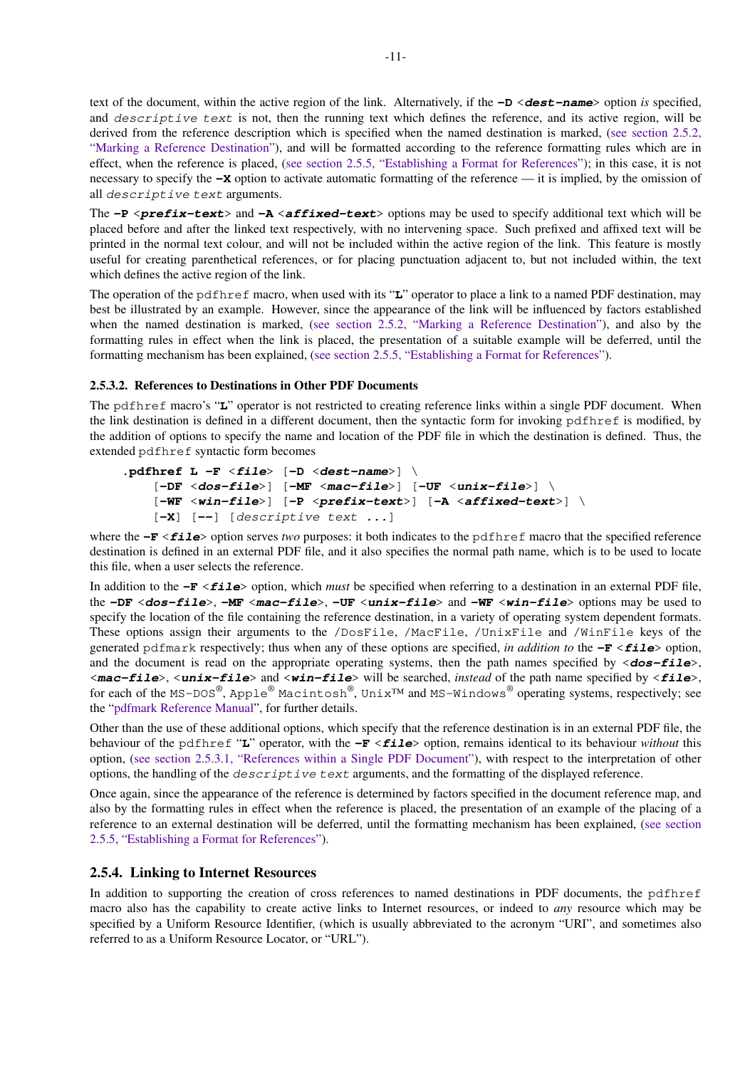text of the document, within the active region of the link. Alternatively, if the **-D** <***dest-name***> option *is* specified, and `descriptive text` is not, then the running text which defines the reference, and its active region, will be derived from the reference description which is specified when the named destination is marked, (see section 2.5.2, "Marking a Reference Destination"), and will be formatted according to the reference formatting rules which are in effect, when the reference is placed, (see section 2.5.5, "Establishing a Format for References"); in this case, it is not necessary to specify the **-X** option to activate automatic formatting of the reference — it is implied, by the omission of all `descriptive text` arguments.

The **-P** <***prefix-text***> and **-A** <***affixed-text***> options may be used to specify additional text which will be placed before and after the linked text respectively, with no intervening space. Such prefixed and affixed text will be printed in the normal text colour, and will not be included within the active region of the link. This feature is mostly useful for creating parenthetical references, or for placing punctuation adjacent to, but not included within, the text which defines the active region of the link.

The operation of the `pdfhref` macro, when used with its "**L**" operator to place a link to a named PDF destination, may best be illustrated by an example. However, since the appearance of the link will be influenced by factors established when the named destination is marked, (see section 2.5.2, "Marking a Reference Destination"), and also by the formatting rules in effect when the link is placed, the presentation of a suitable example will be deferred, until the formatting mechanism has been explained, (see section 2.5.5, "Establishing a Format for References").

#### 2.5.3.2. References to Destinations in Other PDF Documents

The `pdfhref` macro's "**L**" operator is not restricted to creating reference links within a single PDF document. When the link destination is defined in a different document, then the syntactic form for invoking `pdfhref` is modified, by the addition of options to specify the name and location of the PDF file in which the destination is defined. Thus, the extended `pdfhref` syntactic form becomes

```
.pdfhref L -F <file> [-D <dest-name>] \
    [-DF <dos-file>] [-MF <mac-file>] [-UF <unix-file>] \
    [-WF <win-file>] [-P <prefix-text>] [-A <affixed-text>] \
    [-X] [--] [descriptive text ...]
```

where the **-F** <***file***> option serves *two* purposes: it both indicates to the `pdfhref` macro that the specified reference destination is defined in an external PDF file, and it also specifies the normal path name, which is to be used to locate this file, when a user selects the reference.

In addition to the **-F** <***file***> option, which *must* be specified when referring to a destination in an external PDF file, the **-DF** <***dos-file***>, **-MF** <***mac-file***>, **-UF** <***unix-file***> and **-WF** <***win-file***> options may be used to specify the location of the file containing the reference destination, in a variety of operating system dependent formats. These options assign their arguments to the `/DosFile`, `/MacFile`, `/UnixFile` and `/WinFile` keys of the generated `pdfmark` respectively; thus when any of these options are specified, *in addition to* the **-F** <***file***> option, and the document is read on the appropriate operating systems, then the path names specified by <***dos-file***>, <***mac-file***>, <***unix-file***> and <***win-file***> will be searched, *instead* of the path name specified by <***file***>, for each of the `MS-DOS`®, `Apple`® `Macintosh`®, `Unix`™ and `MS-Windows`® operating systems, respectively; see the "pdfmark Reference Manual", for further details.

Other than the use of these additional options, which specify that the reference destination is in an external PDF file, the behaviour of the `pdfhref` "**L**" operator, with the **-F** <***file***> option, remains identical to its behaviour *without* this option, (see section 2.5.3.1, "References within a Single PDF Document"), with respect to the interpretation of other options, the handling of the `descriptive text` arguments, and the formatting of the displayed reference.

Once again, since the appearance of the reference is determined by factors specified in the document reference map, and also by the formatting rules in effect when the reference is placed, the presentation of an example of the placing of a reference to an external destination will be deferred, until the formatting mechanism has been explained, (see section 2.5.5, "Establishing a Format for References").

### 2.5.4. Linking to Internet Resources

In addition to supporting the creation of cross references to named destinations in PDF documents, the `pdfhref` macro also has the capability to create active links to Internet resources, or indeed to *any* resource which may be specified by a Uniform Resource Identifier, (which is usually abbreviated to the acronym "URI", and sometimes also referred to as a Uniform Resource Locator, or "URL").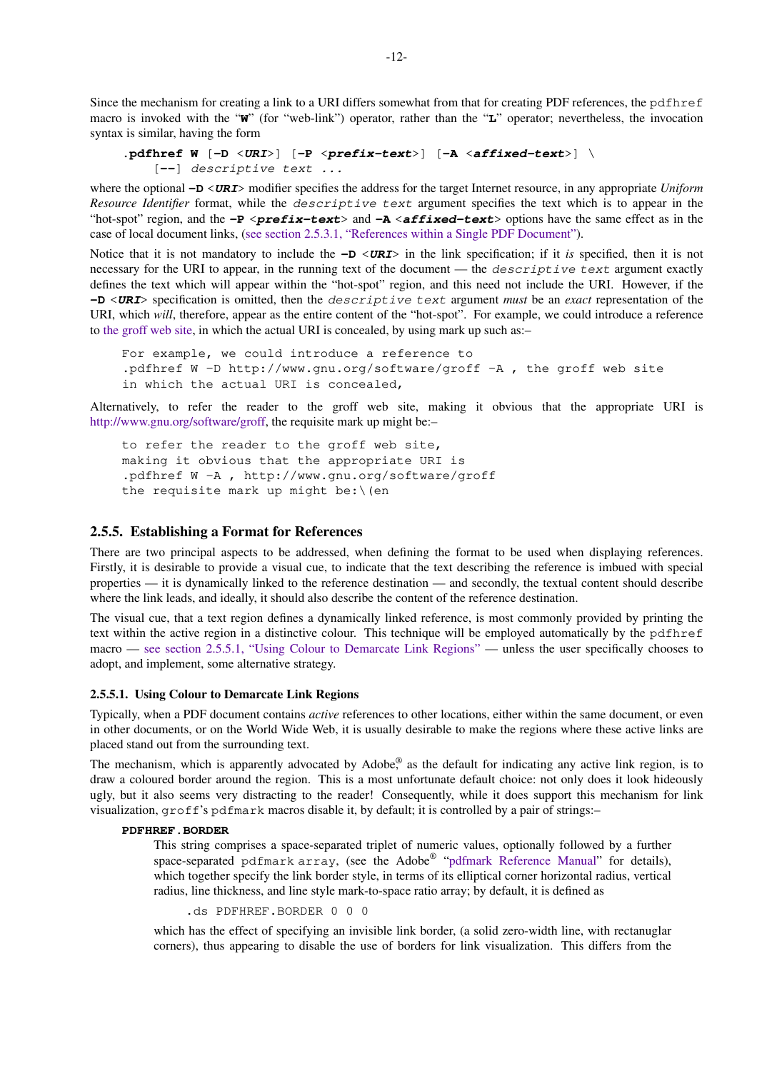Since the mechanism for creating a link to a URI differs somewhat from that for creating PDF references, the `pdfhref` macro is invoked with the "**W**" (for "web-link") operator, rather than the "**L**" operator; nevertheless, the invocation syntax is similar, having the form

```
.pdfhref W [-D <URI>] [-P <prefix-text>] [-A <affixed-text>] \
    [--] descriptive text ...
```

where the optional **-D** <***URI***> modifier specifies the address for the target Internet resource, in any appropriate *Uniform Resource Identifier* format, while the `descriptive text` argument specifies the text which is to appear in the "hot-spot" region, and the **-P** <***prefix-text***> and **-A** <***affixed-text***> options have the same effect as in the case of local document links, (see section 2.5.3.1, "References within a Single PDF Document").

Notice that it is not mandatory to include the **-D** <***URI***> in the link specification; if it *is* specified, then it is not necessary for the URI to appear, in the running text of the document — the `descriptive text` argument exactly defines the text which will appear within the "hot-spot" region, and this need not include the URI. However, if the **-D** <***URI***> specification is omitted, then the `descriptive text` argument *must* be an *exact* representation of the URI, which *will*, therefore, appear as the entire content of the "hot-spot". For example, we could introduce a reference to the groff web site, in which the actual URI is concealed, by using mark up such as:–

```
For example, we could introduce a reference to
.pdfhref W -D http://www.gnu.org/software/groff -A , the groff web site
in which the actual URI is concealed,
```

Alternatively, to refer the reader to the groff web site, making it obvious that the appropriate URI is http://www.gnu.org/software/groff, the requisite mark up might be:–

```
to refer the reader to the groff web site,
making it obvious that the appropriate URI is
.pdfhref W -A , http://www.gnu.org/software/groff
the requisite mark up might be:\(en
```

### 2.5.5. Establishing a Format for References

There are two principal aspects to be addressed, when defining the format to be used when displaying references. Firstly, it is desirable to provide a visual cue, to indicate that the text describing the reference is imbued with special properties — it is dynamically linked to the reference destination — and secondly, the textual content should describe where the link leads, and ideally, it should also describe the content of the reference destination.

The visual cue, that a text region defines a dynamically linked reference, is most commonly provided by printing the text within the active region in a distinctive colour. This technique will be employed automatically by the `pdfhref` macro — see section 2.5.5.1, "Using Colour to Demarcate Link Regions" — unless the user specifically chooses to adopt, and implement, some alternative strategy.

#### 2.5.5.1. Using Colour to Demarcate Link Regions

Typically, when a PDF document contains *active* references to other locations, either within the same document, or even in other documents, or on the World Wide Web, it is usually desirable to make the regions where these active links are placed stand out from the surrounding text.

The mechanism, which is apparently advocated by Adobe®, as the default for indicating any active link region, is to draw a coloured border around the region. This is a most unfortunate default choice: not only does it look hideously ugly, but it also seems very distracting to the reader! Consequently, while it does support this mechanism for link visualization, `groff`'s `pdfmark` macros disable it, by default; it is controlled by a pair of strings:–

**PDFHREF.BORDER**

This string comprises a space-separated triplet of numeric values, optionally followed by a further space-separated `pdfmark array`, (see the Adobe® "pdfmark Reference Manual" for details), which together specify the link border style, in terms of its elliptical corner horizontal radius, vertical radius, line thickness, and line style mark-to-space ratio array; by default, it is defined as

```
.ds PDFHREF.BORDER 0 0 0
```

which has the effect of specifying an invisible link border, (a solid zero-width line, with rectanuglar corners), thus appearing to disable the use of borders for link visualization. This differs from the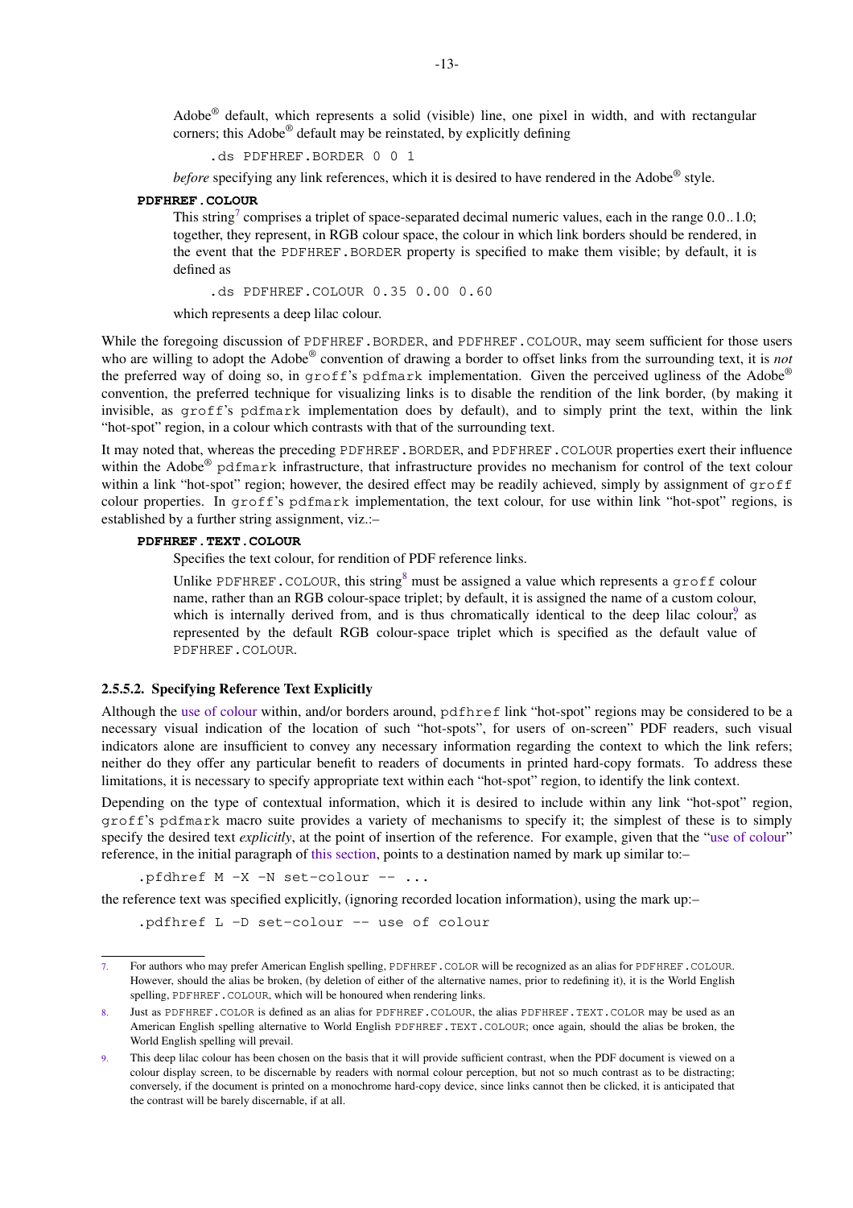Adobe® default, which represents a solid (visible) line, one pixel in width, and with rectangular corners; this Adobe® default may be reinstated, by explicitly defining

```
.ds PDFHREF.BORDER 0 0 1
```

*before* specifying any link references, which it is desired to have rendered in the Adobe® style.

**PDFHREF.COLOUR**

This string[7] comprises a triplet of space-separated decimal numeric values, each in the range 0.0..1.0; together, they represent, in RGB colour space, the colour in which link borders should be rendered, in the event that the PDFHREF.BORDER property is specified to make them visible; by default, it is defined as

```
.ds PDFHREF.COLOUR 0.35 0.00 0.60
```

which represents a deep lilac colour.

While the foregoing discussion of PDFHREF.BORDER, and PDFHREF.COLOUR, may seem sufficient for those users who are willing to adopt the Adobe® convention of drawing a border to offset links from the surrounding text, it is *not* the preferred way of doing so, in groff's pdfmark implementation. Given the perceived ugliness of the Adobe® convention, the preferred technique for visualizing links is to disable the rendition of the link border, (by making it invisible, as groff's pdfmark implementation does by default), and to simply print the text, within the link "hot-spot" region, in a colour which contrasts with that of the surrounding text.

It may noted that, whereas the preceding PDFHREF.BORDER, and PDFHREF.COLOUR properties exert their influence within the Adobe® pdfmark infrastructure, that infrastructure provides no mechanism for control of the text colour within a link "hot-spot" region; however, the desired effect may be readily achieved, simply by assignment of groff colour properties. In groff's pdfmark implementation, the text colour, for use within link "hot-spot" regions, is established by a further string assignment, viz.:–

**PDFHREF.TEXT.COLOUR**

Specifies the text colour, for rendition of PDF reference links.

Unlike PDFHREF.COLOUR, this string[8] must be assigned a value which represents a groff colour name, rather than an RGB colour-space triplet; by default, it is assigned the name of a custom colour, which is internally derived from, and is thus chromatically identical to the deep lilac colour,[9] as represented by the default RGB colour-space triplet which is specified as the default value of PDFHREF.COLOUR.

### 2.5.5.2. Specifying Reference Text Explicitly

Although the use of colour within, and/or borders around, pdfhref link "hot-spot" regions may be considered to be a necessary visual indication of the location of such "hot-spots", for users of on-screen" PDF readers, such visual indicators alone are insufficient to convey any necessary information regarding the context to which the link refers; neither do they offer any particular benefit to readers of documents in printed hard-copy formats. To address these limitations, it is necessary to specify appropriate text within each "hot-spot" region, to identify the link context.

Depending on the type of contextual information, which it is desired to include within any link "hot-spot" region, groff's pdfmark macro suite provides a variety of mechanisms to specify it; the simplest of these is to simply specify the desired text *explicitly*, at the point of insertion of the reference. For example, given that the "use of colour" reference, in the initial paragraph of this section, points to a destination named by mark up similar to:–

```
.pfdhref M -X -N set-colour -- ...
```

the reference text was specified explicitly, (ignoring recorded location information), using the mark up:–

```
.pdfhref L -D set-colour -- use of colour
```

---

7. For authors who may prefer American English spelling, PDFHREF.COLOR will be recognized as an alias for PDFHREF.COLOUR. However, should the alias be broken, (by deletion of either of the alternative names, prior to redefining it), it is the World English spelling, PDFHREF.COLOUR, which will be honoured when rendering links.

8. Just as PDFHREF.COLOR is defined as an alias for PDFHREF.COLOUR, the alias PDFHREF.TEXT.COLOR may be used as an American English spelling alternative to World English PDFHREF.TEXT.COLOUR; once again, should the alias be broken, the World English spelling will prevail.

9. This deep lilac colour has been chosen on the basis that it will provide sufficient contrast, when the PDF document is viewed on a colour display screen, to be discernable by readers with normal colour perception, but not so much contrast as to be distracting; conversely, if the document is printed on a monochrome hard-copy device, since links cannot then be clicked, it is anticipated that the contrast will be barely discernable, if at all.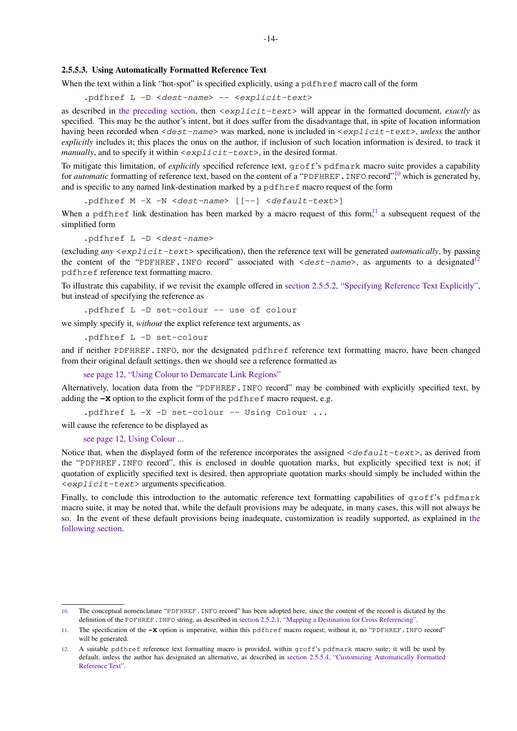#### 2.5.5.3. Using Automatically Formatted Reference Text

When the text within a link "hot-spot" is specified explicitly, using a `pdfhref` macro call of the form

```
.pdfhref L -D <dest-name> -- <explicit-text>
```

as described in the preceding section, then `<explicit-text>` will appear in the formatted document, *exactly* as specified. This may be the author's intent, but it does suffer from the disadvantage that, in spite of location information having been recorded when `<dest-name>` was marked, none is included in `<explicit-text>`, *unless* the author *explicitly* includes it; this places the onus on the author, if inclusion of such location information is desired, to track it *manually*, and to specify it within `<explicit-text>`, in the desired format.

To mitigate this limitation, of *explicitly* specified reference text, `groff`'s `pdfmark` macro suite provides a capability for *automatic* formatting of reference text, based on the content of a "`PDFHREF.INFO` record",[10] which is generated by, and is specific to any named link-destination marked by a `pdfhref` macro request of the form

```
.pdfhref M -X -N <dest-name> [[--] <default-text>]
```

When a `pdfhref` link destination has been marked by a macro request of this form,[11] a subsequent request of the simplified form

```
.pdfhref L -D <dest-name>
```

(excluding *any* `<explicit-text>` specification), then the reference text will be generated *automatically*, by passing the content of the "`PDFHREF.INFO` record" associated with `<dest-name>`, as arguments to a designated[12] `pdfhref` reference text formatting macro.

To illustrate this capability, if we revisit the example offered in section 2.5.5.2, "Specifying Reference Text Explicitly", but instead of specifying the reference as

```
.pdfhref L -D set-colour -- use of colour
```

we simply specify it, *without* the explict reference text arguments, as

```
.pdfhref L -D set-colour
```

and if neither `PDFHREF.INFO`, nor the designated `pdfhref` reference text formatting macro, have been changed from their original default settings, then we should see a reference formatted as

> see page 12, "Using Colour to Demarcate Link Regions"

Alternatively, location data from the "`PDFHREF.INFO` record" may be combined with explicitly specified text, by adding the **`-X`** option to the explicit form of the `pdfhref` macro request, e.g.

```
.pdfhref L -X -D set-colour -- Using Colour ...
```

will cause the reference to be displayed as

> see page 12, Using Colour ...

Notice that, when the displayed form of the reference incorporates the assigned `<default-text>`, as derived from the "`PDFHREF.INFO` record", this is enclosed in double quotation marks, but explicitly specified text is not; if quotation of explicitly specified text is desired, then appropriate quotation marks should simply be included within the `<explicit-text>` arguments specification.

Finally, to conclude this introduction to the automatic reference text formatting capabilities of `groff`'s `pdfmark` macro suite, it may be noted that, while the default provisions may be adequate, in many cases, this will not always be so. In the event of these default provisions being inadequate, customization is readily supported, as explained in the following section.

---

10. The conceptual nomenclature "`PDFHREF.INFO` record" has been adopted here, since the content of the record is dictated by the definition of the `PDFHREF.INFO` string, as described in section 2.5.2.1, "Mapping a Destination for Cross Referencing".

11. The specification of the **`-X`** option is imperative, within this `pdfhref` macro request; without it, no "`PDFHREF.INFO` record" will be generated.

12. A suitable `pdfhref` reference text formatting macro is provided, within `groff`'s `pdfmark` macro suite; it will be used by default, unless the author has designated an alternative, as described in section 2.5.5.4, "Customizing Automatically Formatted Reference Text".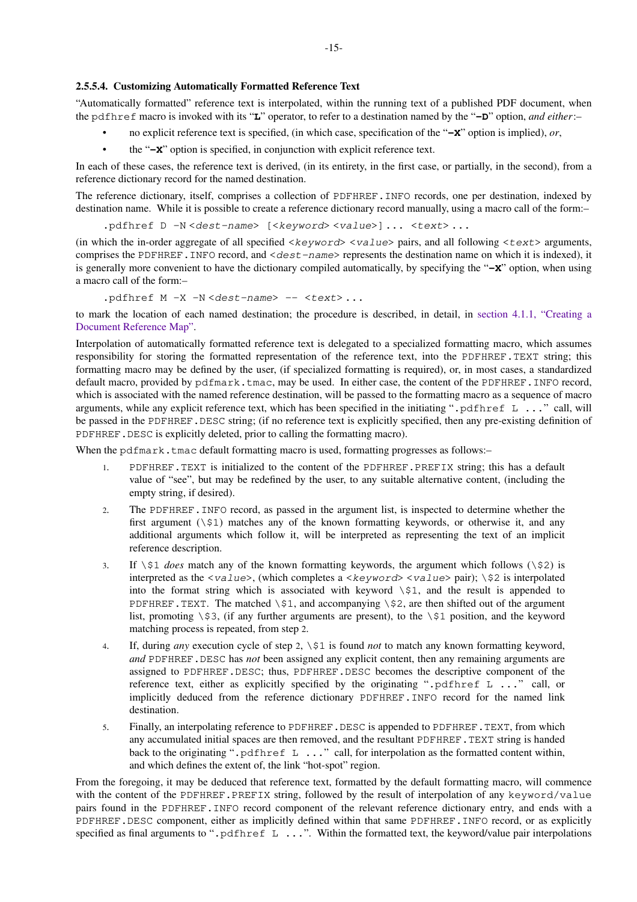#### 2.5.5.4. Customizing Automatically Formatted Reference Text

"Automatically formatted" reference text is interpolated, within the running text of a published PDF document, when the `pdfhref` macro is invoked with its "**L**" operator, to refer to a destination named by the "**−D**" option, *and either*:–

- no explicit reference text is specified, (in which case, specification of the "**−X**" option is implied), *or*,
- the "**−X**" option is specified, in conjunction with explicit reference text.

In each of these cases, the reference text is derived, (in its entirety, in the first case, or partially, in the second), from a reference dictionary record for the named destination.

The reference dictionary, itself, comprises a collection of `PDFHREF.INFO` records, one per destination, indexed by destination name. While it is possible to create a reference dictionary record manually, using a macro call of the form:–

```
.pdfhref D −N <dest−name> [<keyword> <value>] ... <text> ...
```

(in which the in-order aggregate of all specified `<keyword> <value>` pairs, and all following `<text>` arguments, comprises the `PDFHREF.INFO` record, and `<dest−name>` represents the destination name on which it is indexed), it is generally more convenient to have the dictionary compiled automatically, by specifying the "**−X**" option, when using a macro call of the form:–

```
.pdfhref M −X −N <dest−name> −− <text> ...
```

to mark the location of each named destination; the procedure is described, in detail, in section 4.1.1, "Creating a Document Reference Map".

Interpolation of automatically formatted reference text is delegated to a specialized formatting macro, which assumes responsibility for storing the formatted representation of the reference text, into the `PDFHREF.TEXT` string; this formatting macro may be defined by the user, (if specialized formatting is required), or, in most cases, a standardized default macro, provided by `pdfmark.tmac`, may be used. In either case, the content of the `PDFHREF.INFO` record, which is associated with the named reference destination, will be passed to the formatting macro as a sequence of macro arguments, while any explicit reference text, which has been specified in the initiating "`.pdfhref L ...`" call, will be passed in the `PDFHREF.DESC` string; (if no reference text is explicitly specified, then any pre-existing definition of `PDFHREF.DESC` is explicitly deleted, prior to calling the formatting macro).

When the `pdfmark.tmac` default formatting macro is used, formatting progresses as follows:–

1. `PDFHREF.TEXT` is initialized to the content of the `PDFHREF.PREFIX` string; this has a default value of "see", but may be redefined by the user, to any suitable alternative content, (including the empty string, if desired).
2. The `PDFHREF.INFO` record, as passed in the argument list, is inspected to determine whether the first argument (`\$1`) matches any of the known formatting keywords, or otherwise it, and any additional arguments which follow it, will be interpreted as representing the text of an implicit reference description.
3. If `\$1` *does* match any of the known formatting keywords, the argument which follows (`\$2`) is interpreted as the `<value>`, (which completes a `<keyword> <value>` pair); `\$2` is interpolated into the format string which is associated with keyword `\$1`, and the result is appended to `PDFHREF.TEXT`. The matched `\$1`, and accompanying `\$2`, are then shifted out of the argument list, promoting `\$3`, (if any further arguments are present), to the `\$1` position, and the keyword matching process is repeated, from step 2.
4. If, during *any* execution cycle of step 2, `\$1` is found *not* to match any known formatting keyword, *and* `PDFHREF.DESC` has *not* been assigned any explicit content, then any remaining arguments are assigned to `PDFHREF.DESC`; thus, `PDFHREF.DESC` becomes the descriptive component of the reference text, either as explicitly specified by the originating "`.pdfhref L ...`" call, or implicitly deduced from the reference dictionary `PDFHREF.INFO` record for the named link destination.
5. Finally, an interpolating reference to `PDFHREF.DESC` is appended to `PDFHREF.TEXT`, from which any accumulated initial spaces are then removed, and the resultant `PDFHREF.TEXT` string is handed back to the originating "`.pdfhref L ...`" call, for interpolation as the formatted content within, and which defines the extent of, the link "hot-spot" region.

From the foregoing, it may be deduced that reference text, formatted by the default formatting macro, will commence with the content of the `PDFHREF.PREFIX` string, followed by the result of interpolation of any `keyword/value` pairs found in the `PDFHREF.INFO` record component of the relevant reference dictionary entry, and ends with a `PDFHREF.DESC` component, either as implicitly defined within that same `PDFHREF.INFO` record, or as explicitly specified as final arguments to "`.pdfhref L ...`". Within the formatted text, the keyword/value pair interpolations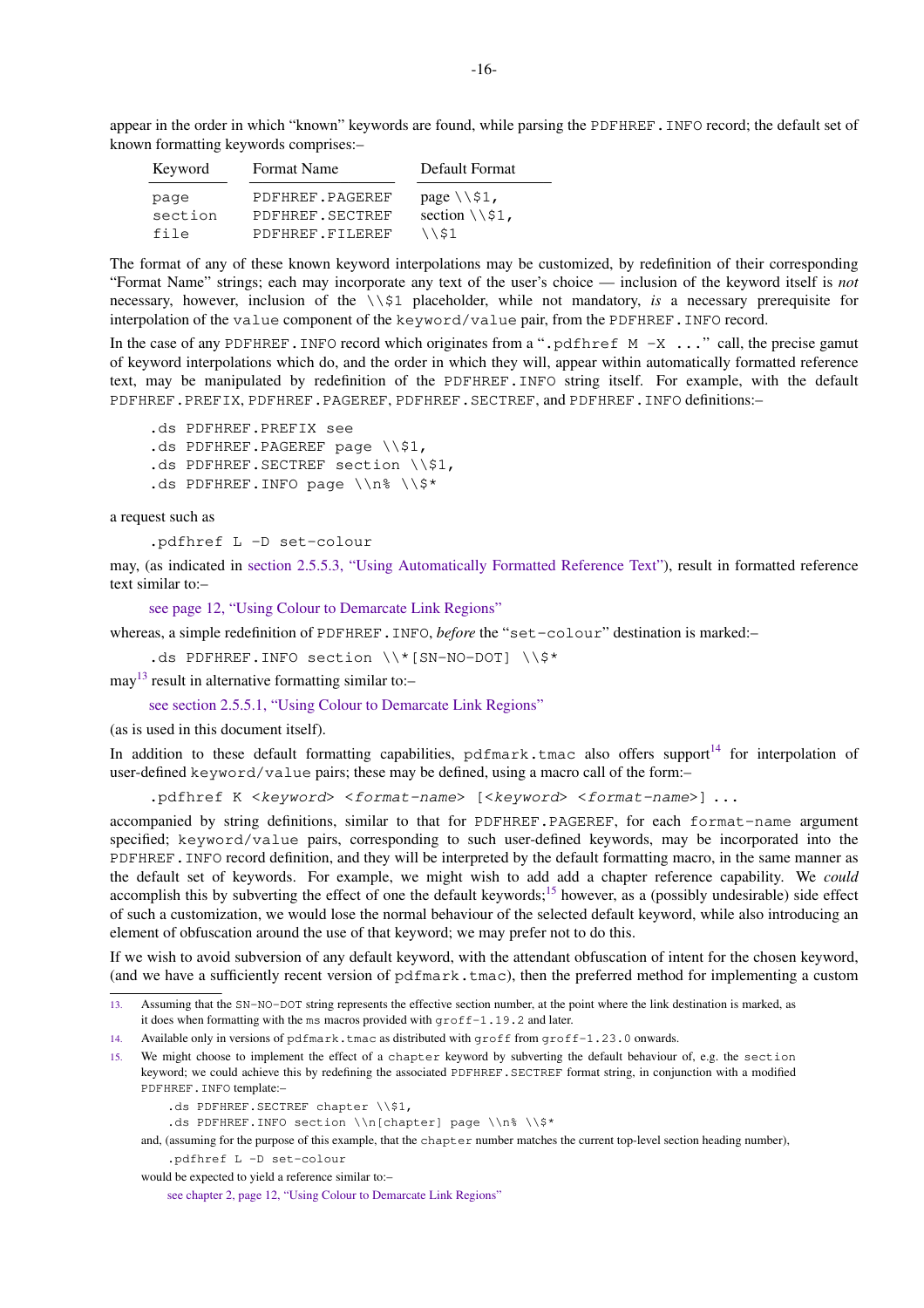appear in the order in which "known" keywords are found, while parsing the `PDFHREF.INFO` record; the default set of known formatting keywords comprises:–

| Keyword | Format Name | Default Format |
|---|---|---|
| `page` | `PDFHREF.PAGEREF` | page `\\$1,` |
| `section` | `PDFHREF.SECTREF` | section `\\$1,` |
| `file` | `PDFHREF.FILEREF` | `\\$1` |

The format of any of these known keyword interpolations may be customized, by redefinition of their corresponding "Format Name" strings; each may incorporate any text of the user's choice — inclusion of the keyword itself is *not* necessary, however, inclusion of the `\\$1` placeholder, while not mandatory, *is* a necessary prerequisite for interpolation of the `value` component of the `keyword/value` pair, from the `PDFHREF.INFO` record.

In the case of any `PDFHREF.INFO` record which originates from a "`.pdfhref M -X ...`" call, the precise gamut of keyword interpolations which do, and the order in which they will, appear within automatically formatted reference text, may be manipulated by redefinition of the `PDFHREF.INFO` string itself. For example, with the default `PDFHREF.PREFIX`, `PDFHREF.PAGEREF`, `PDFHREF.SECTREF`, and `PDFHREF.INFO` definitions:–

```
.ds PDFHREF.PREFIX see
.ds PDFHREF.PAGEREF page \\$1,
.ds PDFHREF.SECTREF section \\$1,
.ds PDFHREF.INFO page \\n% \\$*
```

a request such as

```
.pdfhref L -D set-colour
```

may, (as indicated in section 2.5.5.3, "Using Automatically Formatted Reference Text"), result in formatted reference text similar to:–

> see page 12, "Using Colour to Demarcate Link Regions"

whereas, a simple redefinition of `PDFHREF.INFO`, *before* the "`set-colour`" destination is marked:–

```
.ds PDFHREF.INFO section \\*[SN-NO-DOT] \\$*
```

may[13] result in alternative formatting similar to:–

> see section 2.5.5.1, "Using Colour to Demarcate Link Regions"

(as is used in this document itself).

In addition to these default formatting capabilities, `pdfmark.tmac` also offers support[14] for interpolation of user-defined `keyword/value` pairs; these may be defined, using a macro call of the form:–

```
.pdfhref K <keyword> <format-name> [<keyword> <format-name>] ...
```

accompanied by string definitions, similar to that for `PDFHREF.PAGEREF`, for each `format-name` argument specified; `keyword/value` pairs, corresponding to such user-defined keywords, may be incorporated into the `PDFHREF.INFO` record definition, and they will be interpreted by the default formatting macro, in the same manner as the default set of keywords. For example, we might wish to add add a chapter reference capability. We *could* accomplish this by subverting the effect of one the default keywords;[15] however, as a (possibly undesirable) side effect of such a customization, we would lose the normal behaviour of the selected default keyword, while also introducing an element of obfuscation around the use of that keyword; we may prefer not to do this.

If we wish to avoid subversion of any default keyword, with the attendant obfuscation of intent for the chosen keyword, (and we have a sufficiently recent version of `pdfmark.tmac`), then the preferred method for implementing a custom

---

13. Assuming that the `SN-NO-DOT` string represents the effective section number, at the point where the link destination is marked, as it does when formatting with the `ms` macros provided with `groff-1.19.2` and later.

14. Available only in versions of `pdfmark.tmac` as distributed with `groff` from `groff-1.23.0` onwards.

15. We might choose to implement the effect of a `chapter` keyword by subverting the default behaviour of, e.g. the `section` keyword; we could achieve this by redefining the associated `PDFHREF.SECTREF` format string, in conjunction with a modified `PDFHREF.INFO` template:–

```
.ds PDFHREF.SECTREF chapter \\$1,
.ds PDFHREF.INFO section \\n[chapter] page \\n% \\$*
```

and, (assuming for the purpose of this example, that the `chapter` number matches the current top-level section heading number),

```
.pdfhref L -D set-colour
```

would be expected to yield a reference similar to:–

> see chapter 2, page 12, "Using Colour to Demarcate Link Regions"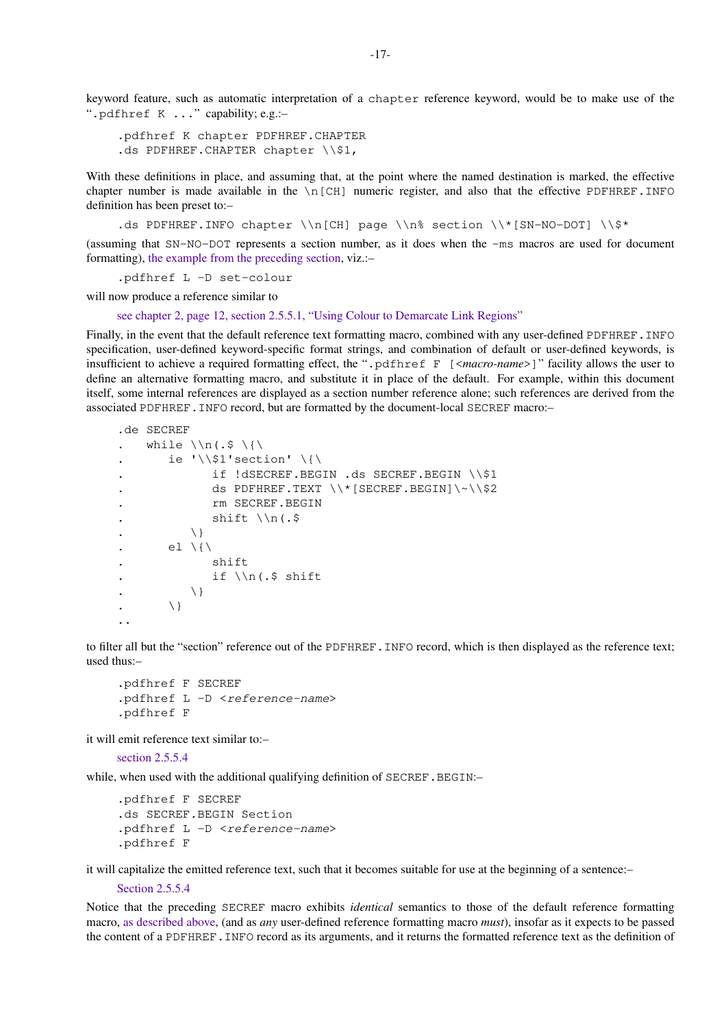keyword feature, such as automatic interpretation of a `chapter` reference keyword, would be to make use of the "`.pdfhref K ...`" capability; e.g.:–

```
.pdfhref K chapter PDFHREF.CHAPTER
.ds PDFHREF.CHAPTER chapter \\$1,
```

With these definitions in place, and assuming that, at the point where the named destination is marked, the effective chapter number is made available in the `\n[CH]` numeric register, and also that the effective `PDFHREF.INFO` definition has been preset to:–

```
.ds PDFHREF.INFO chapter \\n[CH] page \\n% section \\*[SN-NO-DOT] \\$*
```

(assuming that `SN-NO-DOT` represents a section number, as it does when the `-ms` macros are used for document formatting), the example from the preceding section, viz.:–

```
.pdfhref L -D set-colour
```

will now produce a reference similar to

> see chapter 2, page 12, section 2.5.5.1, "Using Colour to Demarcate Link Regions"

Finally, in the event that the default reference text formatting macro, combined with any user-defined `PDFHREF.INFO` specification, user-defined keyword-specific format strings, and combination of default or user-defined keywords, is insufficient to achieve a required formatting effect, the "`.pdfhref F [<macro-name>]`" facility allows the user to define an alternative formatting macro, and substitute it in place of the default. For example, within this document itself, some internal references are displayed as a section number reference alone; such references are derived from the associated `PDFHREF.INFO` record, but are formatted by the document-local `SECREF` macro:–

```
.de SECREF
.   while \\n(.$ \{\
.      ie '\\$1'section' \{\
.            if !dSECREF.BEGIN .ds SECREF.BEGIN \\$1
.            ds PDFHREF.TEXT \\*[SECREF.BEGIN]\~\\$2
.            rm SECREF.BEGIN
.            shift \\n(.$
.         \}
.      el \{\
.            shift
.            if \\n(.$ shift
.         \}
.      \}
..
```

to filter all but the "section" reference out of the `PDFHREF.INFO` record, which is then displayed as the reference text; used thus:–

```
.pdfhref F SECREF
.pdfhref L -D <reference-name>
.pdfhref F
```

it will emit reference text similar to:–

> section 2.5.5.4

while, when used with the additional qualifying definition of `SECREF.BEGIN`:–

```
.pdfhref F SECREF
.ds SECREF.BEGIN Section
.pdfhref L -D <reference-name>
.pdfhref F
```

it will capitalize the emitted reference text, such that it becomes suitable for use at the beginning of a sentence:–

> Section 2.5.5.4

Notice that the preceding `SECREF` macro exhibits *identical* semantics to those of the default reference formatting macro, as described above, (and as *any* user-defined reference formatting macro *must*), insofar as it expects to be passed the content of a `PDFHREF.INFO` record as its arguments, and it returns the formatted reference text as the definition of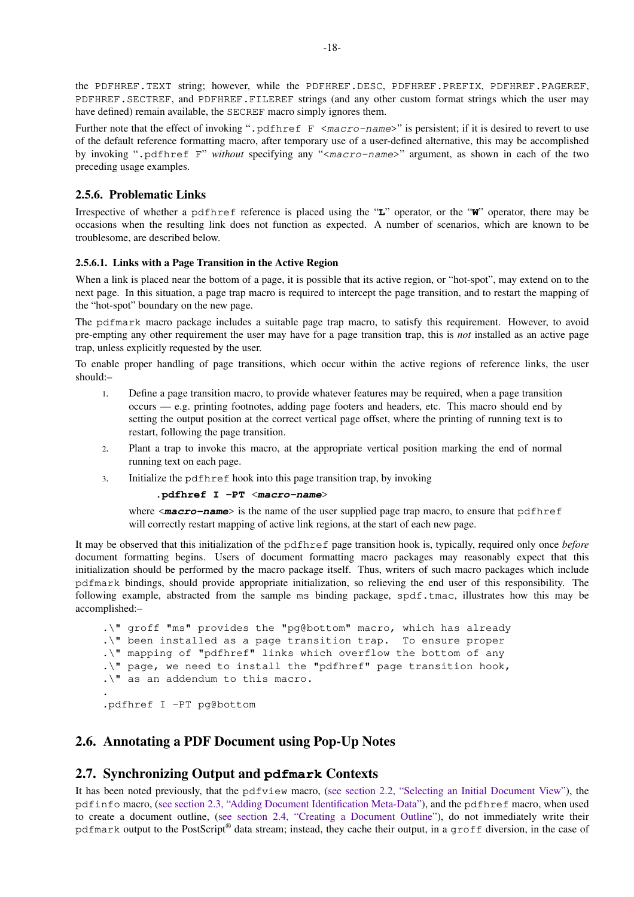the `PDFHREF.TEXT` string; however, while the `PDFHREF.DESC`, `PDFHREF.PREFIX`, `PDFHREF.PAGEREF`, `PDFHREF.SECTREF`, and `PDFHREF.FILEREF` strings (and any other custom format strings which the user may have defined) remain available, the `SECREF` macro simply ignores them.

Further note that the effect of invoking "`.pdfhref F <macro-name>`" is persistent; if it is desired to revert to use of the default reference formatting macro, after temporary use of a user-defined alternative, this may be accomplished by invoking "`.pdfhref F`" *without* specifying any "`<macro-name>`" argument, as shown in each of the two preceding usage examples.

### 2.5.6. Problematic Links

Irrespective of whether a `pdfhref` reference is placed using the "**`L`**" operator, or the "**`W`**" operator, there may be occasions when the resulting link does not function as expected. A number of scenarios, which are known to be troublesome, are described below.

#### 2.5.6.1. Links with a Page Transition in the Active Region

When a link is placed near the bottom of a page, it is possible that its active region, or "hot-spot", may extend on to the next page. In this situation, a page trap macro is required to intercept the page transition, and to restart the mapping of the "hot-spot" boundary on the new page.

The `pdfmark` macro package includes a suitable page trap macro, to satisfy this requirement. However, to avoid pre-empting any other requirement the user may have for a page transition trap, this is *not* installed as an active page trap, unless explicitly requested by the user.

To enable proper handling of page transitions, which occur within the active regions of reference links, the user should:–

1. Define a page transition macro, to provide whatever features may be required, when a page transition occurs — e.g. printing footnotes, adding page footers and headers, etc. This macro should end by setting the output position at the correct vertical page offset, where the printing of running text is to restart, following the page transition.
2. Plant a trap to invoke this macro, at the appropriate vertical position marking the end of normal running text on each page.
3. Initialize the `pdfhref` hook into this page transition trap, by invoking

   **`.pdfhref I -PT <`*`macro-name`*`>`**

   where **<*`macro-name`*>** is the name of the user supplied page trap macro, to ensure that `pdfhref` will correctly restart mapping of active link regions, at the start of each new page.

It may be observed that this initialization of the `pdfhref` page transition hook is, typically, required only once *before* document formatting begins. Users of document formatting macro packages may reasonably expect that this initialization should be performed by the macro package itself. Thus, writers of such macro packages which include `pdfmark` bindings, should provide appropriate initialization, so relieving the end user of this responsibility. The following example, abstracted from the sample `ms` binding package, `spdf.tmac`, illustrates how this may be accomplished:–

```
.\" groff "ms" provides the "pg@bottom" macro, which has already
.\" been installed as a page transition trap.  To ensure proper
.\" mapping of "pdfhref" links which overflow the bottom of any
.\" page, we need to install the "pdfhref" page transition hook,
.\" as an addendum to this macro.
.
.pdfhref I -PT pg@bottom
```

## 2.6. Annotating a PDF Document using Pop-Up Notes

## 2.7. Synchronizing Output and `pdfmark` Contexts

It has been noted previously, that the `pdfview` macro, (see section 2.2, "Selecting an Initial Document View"), the `pdfinfo` macro, (see section 2.3, "Adding Document Identification Meta-Data"), and the `pdfhref` macro, when used to create a document outline, (see section 2.4, "Creating a Document Outline"), do not immediately write their `pdfmark` output to the PostScript® data stream; instead, they cache their output, in a `groff` diversion, in the case of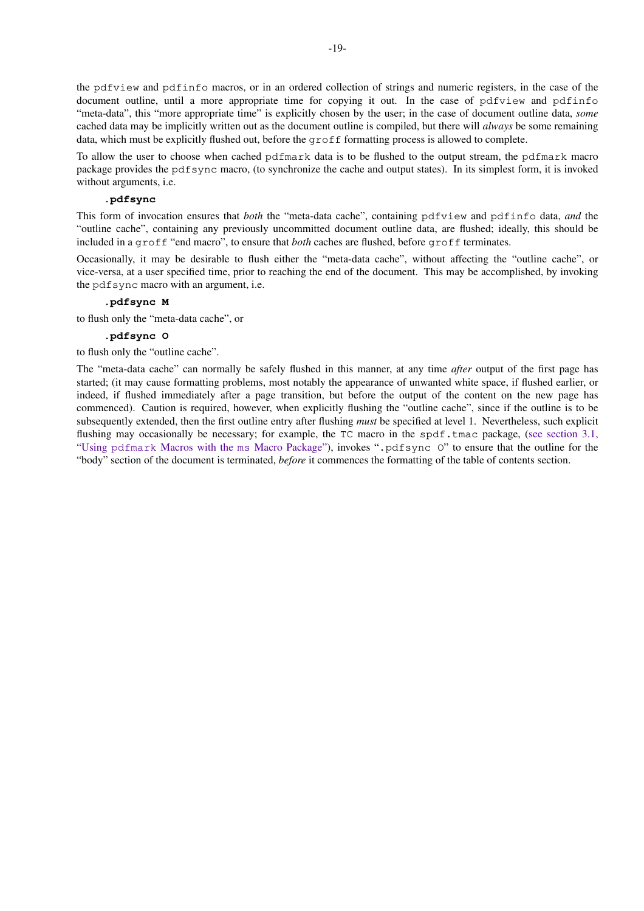the `pdfview` and `pdfinfo` macros, or in an ordered collection of strings and numeric registers, in the case of the document outline, until a more appropriate time for copying it out. In the case of `pdfview` and `pdfinfo` "meta-data", this "more appropriate time" is explicitly chosen by the user; in the case of document outline data, *some* cached data may be implicitly written out as the document outline is compiled, but there will *always* be some remaining data, which must be explicitly flushed out, before the `groff` formatting process is allowed to complete.

To allow the user to choose when cached `pdfmark` data is to be flushed to the output stream, the `pdfmark` macro package provides the `pdfsync` macro, (to synchronize the cache and output states). In its simplest form, it is invoked without arguments, i.e.

```
.pdfsync
```

This form of invocation ensures that *both* the "meta-data cache", containing `pdfview` and `pdfinfo` data, *and* the "outline cache", containing any previously uncommitted document outline data, are flushed; ideally, this should be included in a `groff` "end macro", to ensure that *both* caches are flushed, before `groff` terminates.

Occasionally, it may be desirable to flush either the "meta-data cache", without affecting the "outline cache", or vice-versa, at a user specified time, prior to reaching the end of the document. This may be accomplished, by invoking the `pdfsync` macro with an argument, i.e.

```
.pdfsync M
```

to flush only the "meta-data cache", or

```
.pdfsync O
```

to flush only the "outline cache".

The "meta-data cache" can normally be safely flushed in this manner, at any time *after* output of the first page has started; (it may cause formatting problems, most notably the appearance of unwanted white space, if flushed earlier, or indeed, if flushed immediately after a page transition, but before the output of the content on the new page has commenced). Caution is required, however, when explicitly flushing the "outline cache", since if the outline is to be subsequently extended, then the first outline entry after flushing *must* be specified at level 1. Nevertheless, such explicit flushing may occasionally be necessary; for example, the `TC` macro in the `spdf.tmac` package, (see section 3.1, "Using `pdfmark` Macros with the `ms` Macro Package"), invokes "`.pdfsync O`" to ensure that the outline for the "body" section of the document is terminated, *before* it commences the formatting of the table of contents section.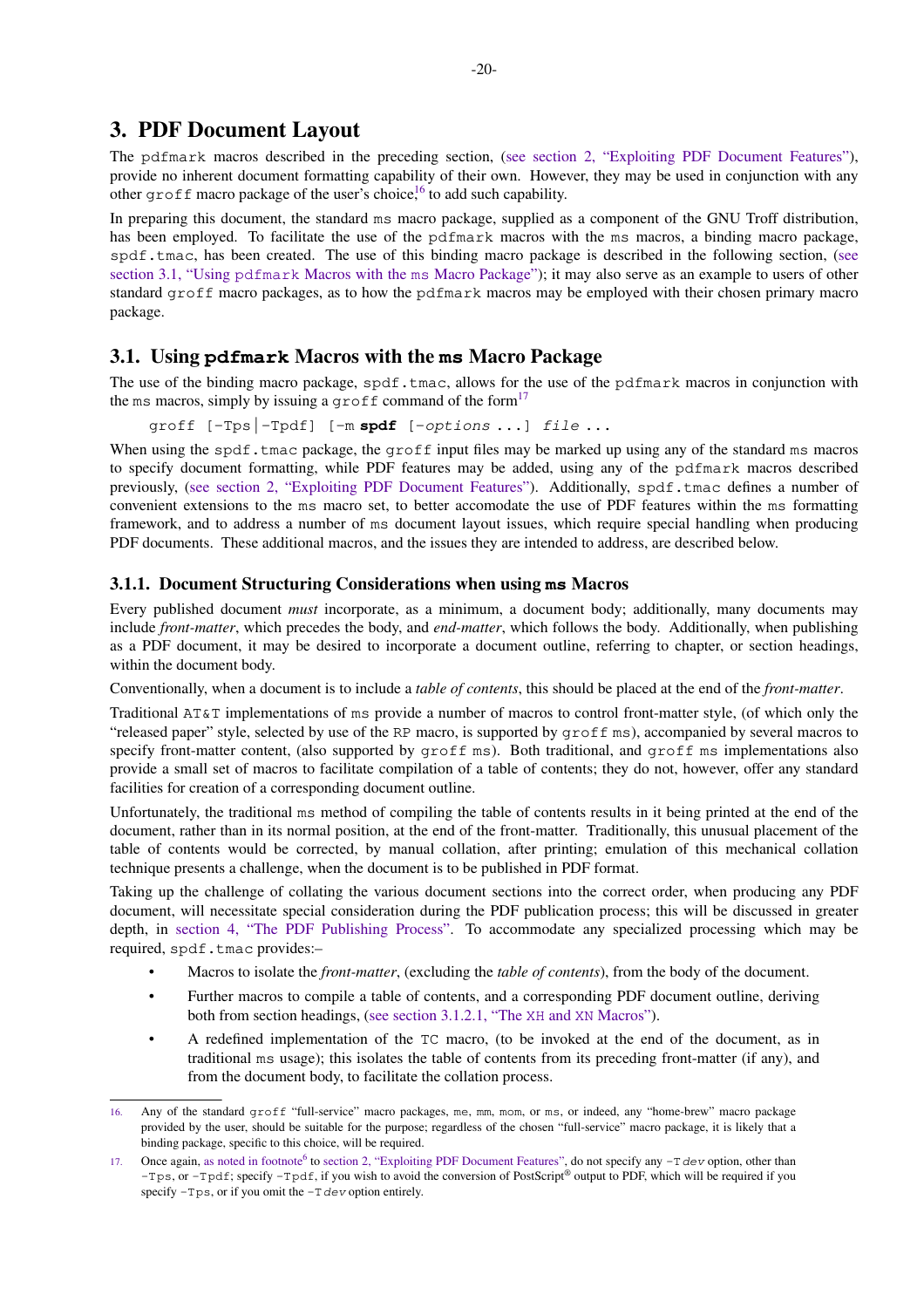# 3. PDF Document Layout

The pdfmark macros described in the preceding section, (see section 2, "Exploiting PDF Document Features"), provide no inherent document formatting capability of their own. However, they may be used in conjunction with any other groff macro package of the user's choice,[16] to add such capability.

In preparing this document, the standard ms macro package, supplied as a component of the GNU Troff distribution, has been employed. To facilitate the use of the pdfmark macros with the ms macros, a binding macro package, spdf.tmac, has been created. The use of this binding macro package is described in the following section, (see section 3.1, "Using pdfmark Macros with the ms Macro Package"); it may also serve as an example to users of other standard groff macro packages, as to how the pdfmark macros may be employed with their chosen primary macro package.

## 3.1. Using **pdfmark** Macros with the **ms** Macro Package

The use of the binding macro package, spdf.tmac, allows for the use of the pdfmark macros in conjunction with the ms macros, simply by issuing a groff command of the form[17]

```
groff [-Tps|-Tpdf] [-m spdf [-options ...] file ...
```

When using the spdf.tmac package, the groff input files may be marked up using any of the standard ms macros to specify document formatting, while PDF features may be added, using any of the pdfmark macros described previously, (see section 2, "Exploiting PDF Document Features"). Additionally, spdf.tmac defines a number of convenient extensions to the ms macro set, to better accomodate the use of PDF features within the ms formatting framework, and to address a number of ms document layout issues, which require special handling when producing PDF documents. These additional macros, and the issues they are intended to address, are described below.

### 3.1.1. Document Structuring Considerations when using **ms** Macros

Every published document *must* incorporate, as a minimum, a document body; additionally, many documents may include *front-matter*, which precedes the body, and *end-matter*, which follows the body. Additionally, when publishing as a PDF document, it may be desired to incorporate a document outline, referring to chapter, or section headings, within the document body.

Conventionally, when a document is to include a *table of contents*, this should be placed at the end of the *front-matter*.

Traditional AT&T implementations of ms provide a number of macros to control front-matter style, (of which only the "released paper" style, selected by use of the RP macro, is supported by groff ms), accompanied by several macros to specify front-matter content, (also supported by groff ms). Both traditional, and groff ms implementations also provide a small set of macros to facilitate compilation of a table of contents; they do not, however, offer any standard facilities for creation of a corresponding document outline.

Unfortunately, the traditional ms method of compiling the table of contents results in it being printed at the end of the document, rather than in its normal position, at the end of the front-matter. Traditionally, this unusual placement of the table of contents would be corrected, by manual collation, after printing; emulation of this mechanical collation technique presents a challenge, when the document is to be published in PDF format.

Taking up the challenge of collating the various document sections into the correct order, when producing any PDF document, will necessitate special consideration during the PDF publication process; this will be discussed in greater depth, in section 4, "The PDF Publishing Process". To accommodate any specialized processing which may be required, spdf.tmac provides:–

- Macros to isolate the *front-matter*, (excluding the *table of contents*), from the body of the document.
- Further macros to compile a table of contents, and a corresponding PDF document outline, deriving both from section headings, (see section 3.1.2.1, "The XH and XN Macros").
- A redefined implementation of the TC macro, (to be invoked at the end of the document, as in traditional ms usage); this isolates the table of contents from its preceding front-matter (if any), and from the document body, to facilitate the collation process.

---

16. Any of the standard groff "full-service" macro packages, me, mm, mom, or ms, or indeed, any "home-brew" macro package provided by the user, should be suitable for the purpose; regardless of the chosen "full-service" macro package, it is likely that a binding package, specific to this choice, will be required.

17. Once again, as noted in footnote[6] to section 2, "Exploiting PDF Document Features", do not specify any -T *dev* option, other than -Tps, or -Tpdf; specify -Tpdf, if you wish to avoid the conversion of PostScript® output to PDF, which will be required if you specify -Tps, or if you omit the -T *dev* option entirely.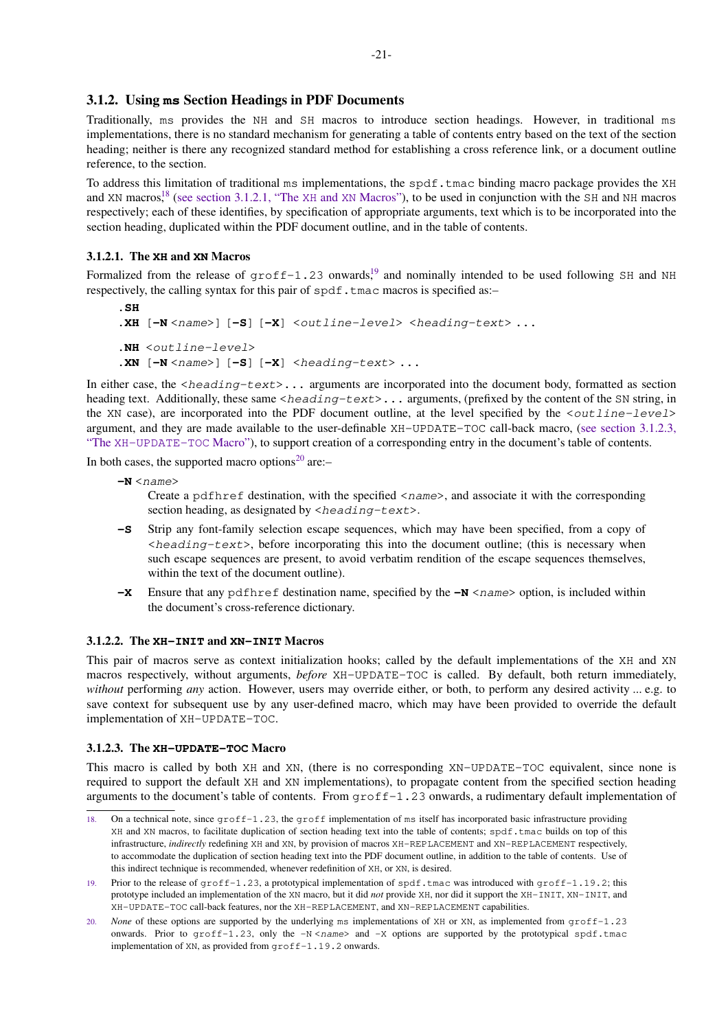### 3.1.2. Using ms Section Headings in PDF Documents

Traditionally, ms provides the NH and SH macros to introduce section headings. However, in traditional ms implementations, there is no standard mechanism for generating a table of contents entry based on the text of the section heading; neither is there any recognized standard method for establishing a cross reference link, or a document outline reference, to the section.

To address this limitation of traditional ms implementations, the spdf.tmac binding macro package provides the XH and XN macros,[18] (see section 3.1.2.1, "The XH and XN Macros"), to be used in conjunction with the SH and NH macros respectively; each of these identifies, by specification of appropriate arguments, text which is to be incorporated into the section heading, duplicated within the PDF document outline, and in the table of contents.

#### 3.1.2.1. The XH and XN Macros

Formalized from the release of groff-1.23 onwards,[19] and nominally intended to be used following SH and NH respectively, the calling syntax for this pair of spdf.tmac macros is specified as:–

```
.SH
.XH [-N <name>] [-S] [-X] <outline-level> <heading-text> ...

.NH <outline-level>
.XN [-N <name>] [-S] [-X] <heading-text> ...
```

In either case, the <*heading-text*>... arguments are incorporated into the document body, formatted as section heading text. Additionally, these same <*heading-text*>... arguments, (prefixed by the content of the SN string, in the XN case), are incorporated into the PDF document outline, at the level specified by the <*outline-level*> argument, and they are made available to the user-definable XH-UPDATE-TOC call-back macro, (see section 3.1.2.3, "The XH-UPDATE-TOC Macro"), to support creation of a corresponding entry in the document's table of contents.

In both cases, the supported macro options[20] are:–

**-N** <*name*>
: Create a pdfhref destination, with the specified <*name*>, and associate it with the corresponding section heading, as designated by <*heading-text*>.

**-S**
: Strip any font-family selection escape sequences, which may have been specified, from a copy of <*heading-text*>, before incorporating this into the document outline; (this is necessary when such escape sequences are present, to avoid verbatim rendition of the escape sequences themselves, within the text of the document outline).

**-X**
: Ensure that any pdfhref destination name, specified by the **-N** <*name*> option, is included within the document's cross-reference dictionary.

#### 3.1.2.2. The XH-INIT and XN-INIT Macros

This pair of macros serve as context initialization hooks; called by the default implementations of the XH and XN macros respectively, without arguments, *before* XH-UPDATE-TOC is called. By default, both return immediately, *without* performing *any* action. However, users may override either, or both, to perform any desired activity ... e.g. to save context for subsequent use by any user-defined macro, which may have been provided to override the default implementation of XH-UPDATE-TOC.

#### 3.1.2.3. The XH-UPDATE-TOC Macro

This macro is called by both XH and XN, (there is no corresponding XN-UPDATE-TOC equivalent, since none is required to support the default XH and XN implementations), to propagate content from the specified section heading arguments to the document's table of contents. From groff-1.23 onwards, a rudimentary default implementation of

---

18. On a technical note, since groff-1.23, the groff implementation of ms itself has incorporated basic infrastructure providing XH and XN macros, to facilitate duplication of section heading text into the table of contents; spdf.tmac builds on top of this infrastructure, *indirectly* redefining XH and XN, by provision of macros XH-REPLACEMENT and XN-REPLACEMENT respectively, to accommodate the duplication of section heading text into the PDF document outline, in addition to the table of contents. Use of this indirect technique is recommended, whenever redefinition of XH, or XN, is desired.

19. Prior to the release of groff-1.23, a prototypical implementation of spdf.tmac was introduced with groff-1.19.2; this prototype included an implementation of the XN macro, but it did *not* provide XH, nor did it support the XH-INIT, XN-INIT, and XH-UPDATE-TOC call-back features, nor the XH-REPLACEMENT, and XN-REPLACEMENT capabilities.

20. *None* of these options are supported by the underlying ms implementations of XH or XN, as implemented from groff-1.23 onwards. Prior to groff-1.23, only the -N <*name*> and -X options are supported by the prototypical spdf.tmac implementation of XN, as provided from groff-1.19.2 onwards.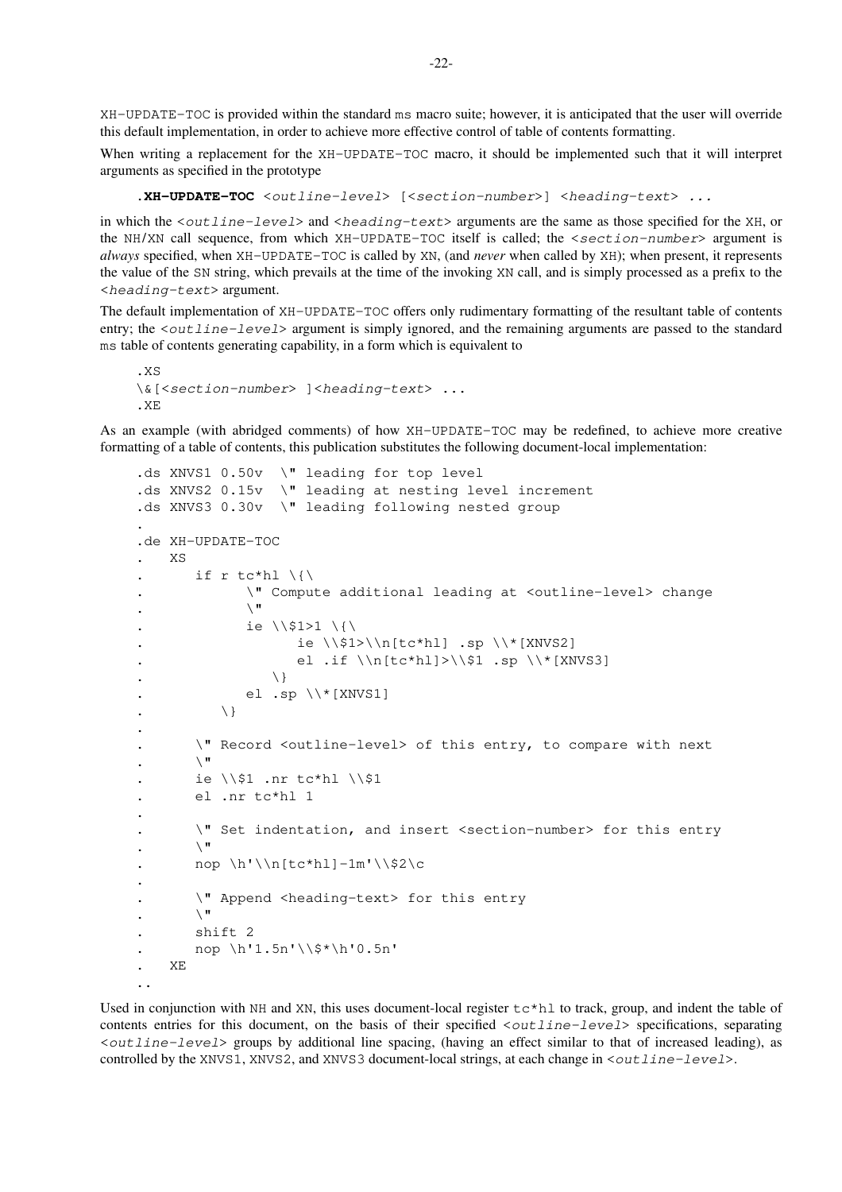XH-UPDATE-TOC is provided within the standard ms macro suite; however, it is anticipated that the user will override this default implementation, in order to achieve more effective control of table of contents formatting.

When writing a replacement for the XH-UPDATE-TOC macro, it should be implemented such that it will interpret arguments as specified in the prototype

```
.XH-UPDATE-TOC <outline-level> [<section-number>] <heading-text> ...
```

in which the <*outline-level*> and <*heading-text*> arguments are the same as those specified for the XH, or the NH/XN call sequence, from which XH-UPDATE-TOC itself is called; the <*section-number*> argument is *always* specified, when XH-UPDATE-TOC is called by XN, (and *never* when called by XH); when present, it represents the value of the SN string, which prevails at the time of the invoking XN call, and is simply processed as a prefix to the <*heading-text*> argument.

The default implementation of XH-UPDATE-TOC offers only rudimentary formatting of the resultant table of contents entry; the <*outline-level*> argument is simply ignored, and the remaining arguments are passed to the standard ms table of contents generating capability, in a form which is equivalent to

```
.XS
\&[<section-number> ]<heading-text> ...
.XE
```

As an example (with abridged comments) of how XH-UPDATE-TOC may be redefined, to achieve more creative formatting of a table of contents, this publication substitutes the following document-local implementation:

```
.ds XNVS1 0.50v  \" leading for top level
.ds XNVS2 0.15v  \" leading at nesting level increment
.ds XNVS3 0.30v  \" leading following nested group
.
.de XH-UPDATE-TOC
.   XS
.       if r tc*hl \{\
.           \" Compute additional leading at <outline-level> change
.           \"
.           ie \\$1>1 \{\
.               ie \\$1>\\n[tc*hl] .sp \\*[XNVS2]
.               el .if \\n[tc*hl]>\\$1 .sp \\*[XNVS3]
.           \}
.           el .sp \\*[XNVS1]
.       \}
.
.       \" Record <outline-level> of this entry, to compare with next
.       \"
.       ie \\$1 .nr tc*hl \\$1
.       el .nr tc*hl 1
.
.       \" Set indentation, and insert <section-number> for this entry
.       \"
.       nop \h'\\n[tc*hl]-1m'\\$2\c
.
.       \" Append <heading-text> for this entry
.       \"
.       shift 2
.       nop \h'1.5n'\\$*\h'0.5n'
.   XE
..
```

Used in conjunction with NH and XN, this uses document-local register tc*hl to track, group, and indent the table of contents entries for this document, on the basis of their specified <*outline-level*> specifications, separating <*outline-level*> groups by additional line spacing, (having an effect similar to that of increased leading), as controlled by the XNVS1, XNVS2, and XNVS3 document-local strings, at each change in <*outline-level*>.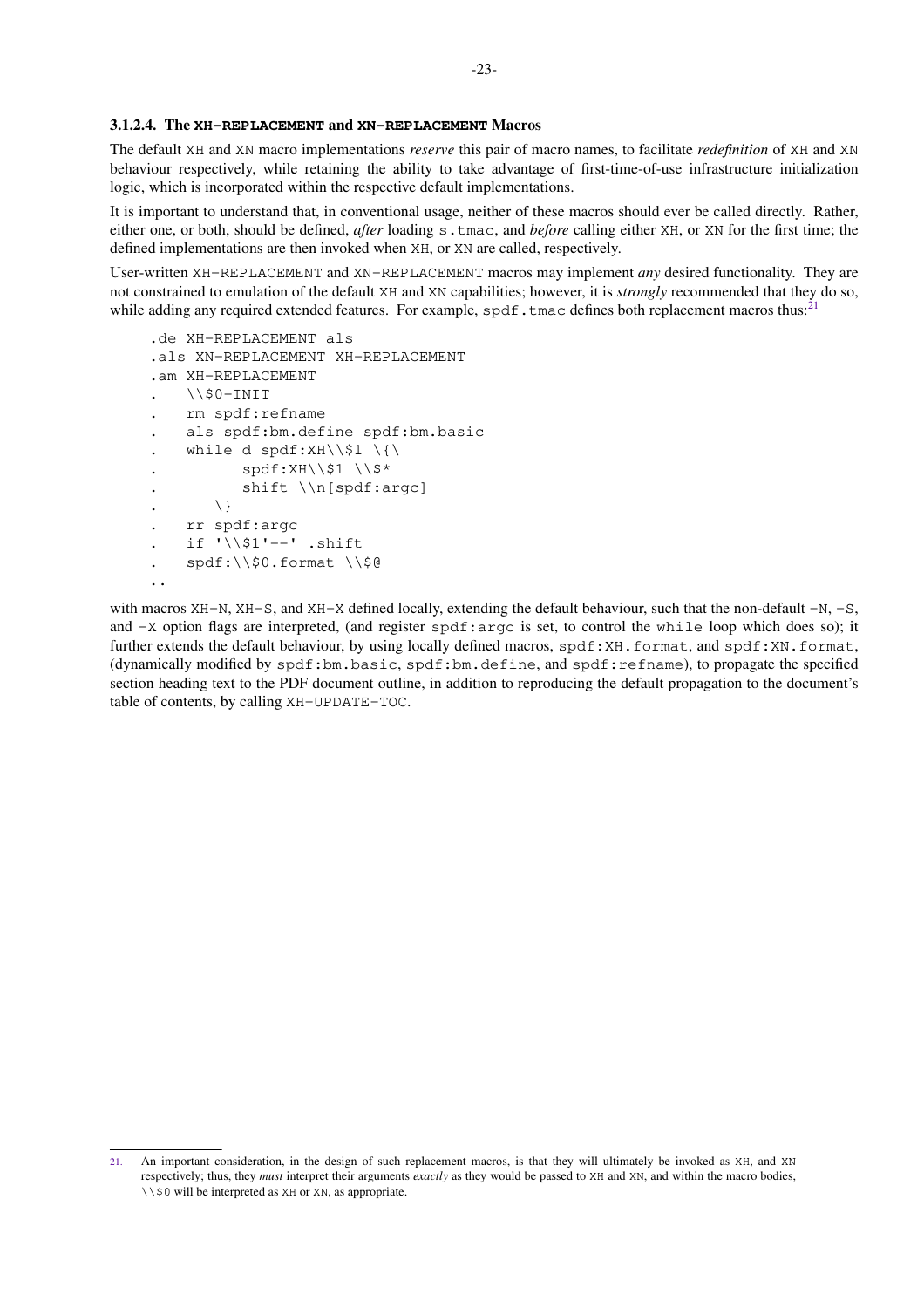#### 3.1.2.4. The `XH-REPLACEMENT` and `XN-REPLACEMENT` Macros

The default `XH` and `XN` macro implementations *reserve* this pair of macro names, to facilitate *redefinition* of `XH` and `XN` behaviour respectively, while retaining the ability to take advantage of first-time-of-use infrastructure initialization logic, which is incorporated within the respective default implementations.

It is important to understand that, in conventional usage, neither of these macros should ever be called directly. Rather, either one, or both, should be defined, *after* loading `s.tmac`, and *before* calling either `XH`, or `XN` for the first time; the defined implementations are then invoked when `XH`, or `XN` are called, respectively.

User-written `XH-REPLACEMENT` and `XN-REPLACEMENT` macros may implement *any* desired functionality. They are not constrained to emulation of the default `XH` and `XN` capabilities; however, it is *strongly* recommended that they do so, while adding any required extended features. For example, `spdf.tmac` defines both replacement macros thus:[21]

```
.de XH-REPLACEMENT als
.als XN-REPLACEMENT XH-REPLACEMENT
.am XH-REPLACEMENT
.   \\$0-INIT
.   rm spdf:refname
.   als spdf:bm.define spdf:bm.basic
.   while d spdf:XH\\$1 \{\
.          spdf:XH\\$1 \\$*
.          shift \\n[spdf:argc]
.      \}
.   rr spdf:argc
.   if '\\$1'--' .shift
.   spdf:\\$0.format \\$@
..
```

with macros `XH-N`, `XH-S`, and `XH-X` defined locally, extending the default behaviour, such that the non-default `-N`, `-S`, and `-X` option flags are interpreted, (and register `spdf:argc` is set, to control the `while` loop which does so); it further extends the default behaviour, by using locally defined macros, `spdf:XH.format`, and `spdf:XN.format`, (dynamically modified by `spdf:bm.basic`, `spdf:bm.define`, and `spdf:refname`), to propagate the specified section heading text to the PDF document outline, in addition to reproducing the default propagation to the document's table of contents, by calling `XH-UPDATE-TOC`.

---

21. An important consideration, in the design of such replacement macros, is that they will ultimately be invoked as `XH`, and `XN` respectively; thus, they *must* interpret their arguments *exactly* as they would be passed to `XH` and `XN`, and within the macro bodies, `\\$0` will be interpreted as `XH` or `XN`, as appropriate.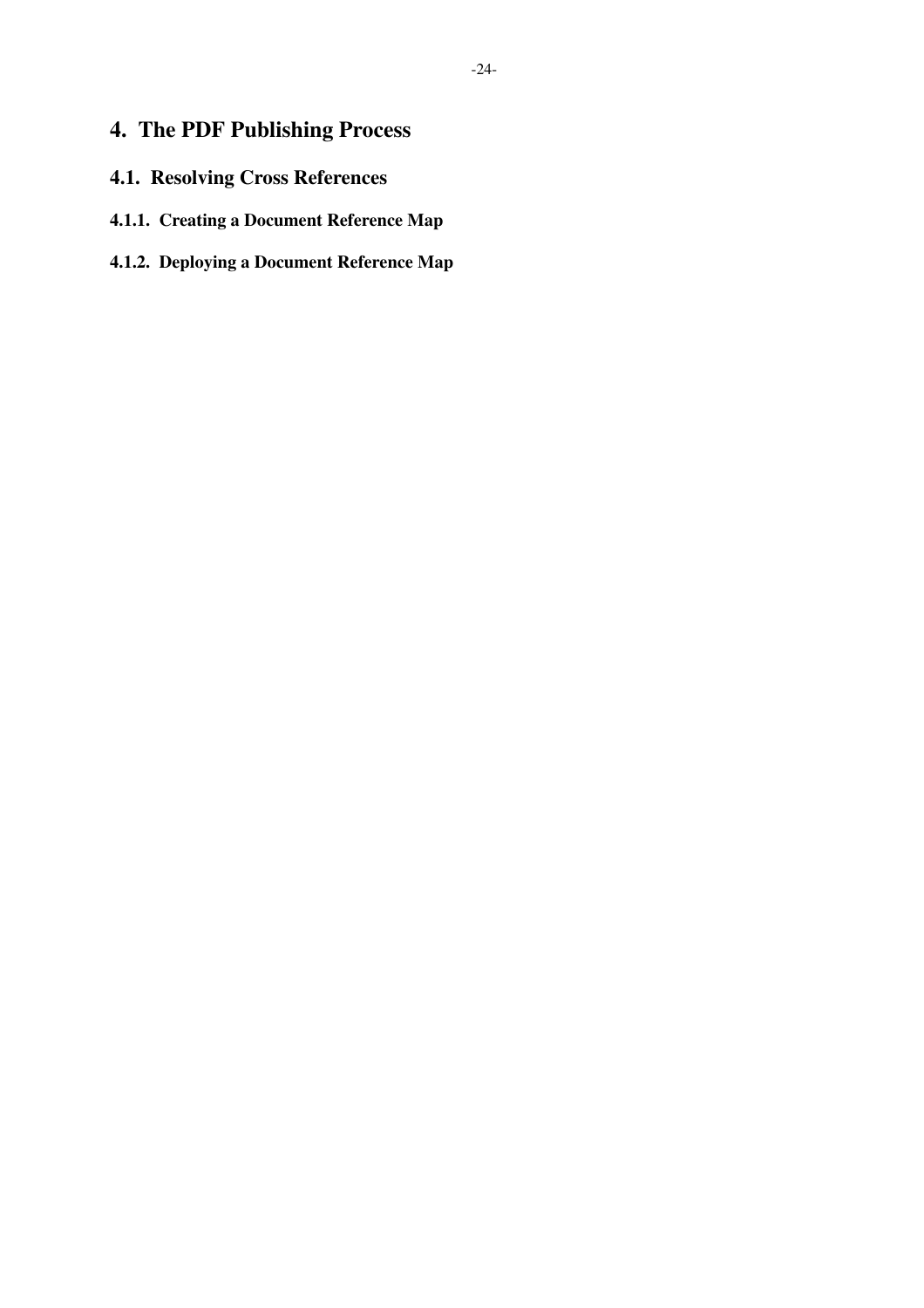# 4. The PDF Publishing Process

## 4.1. Resolving Cross References

### 4.1.1. Creating a Document Reference Map

### 4.1.2. Deploying a Document Reference Map